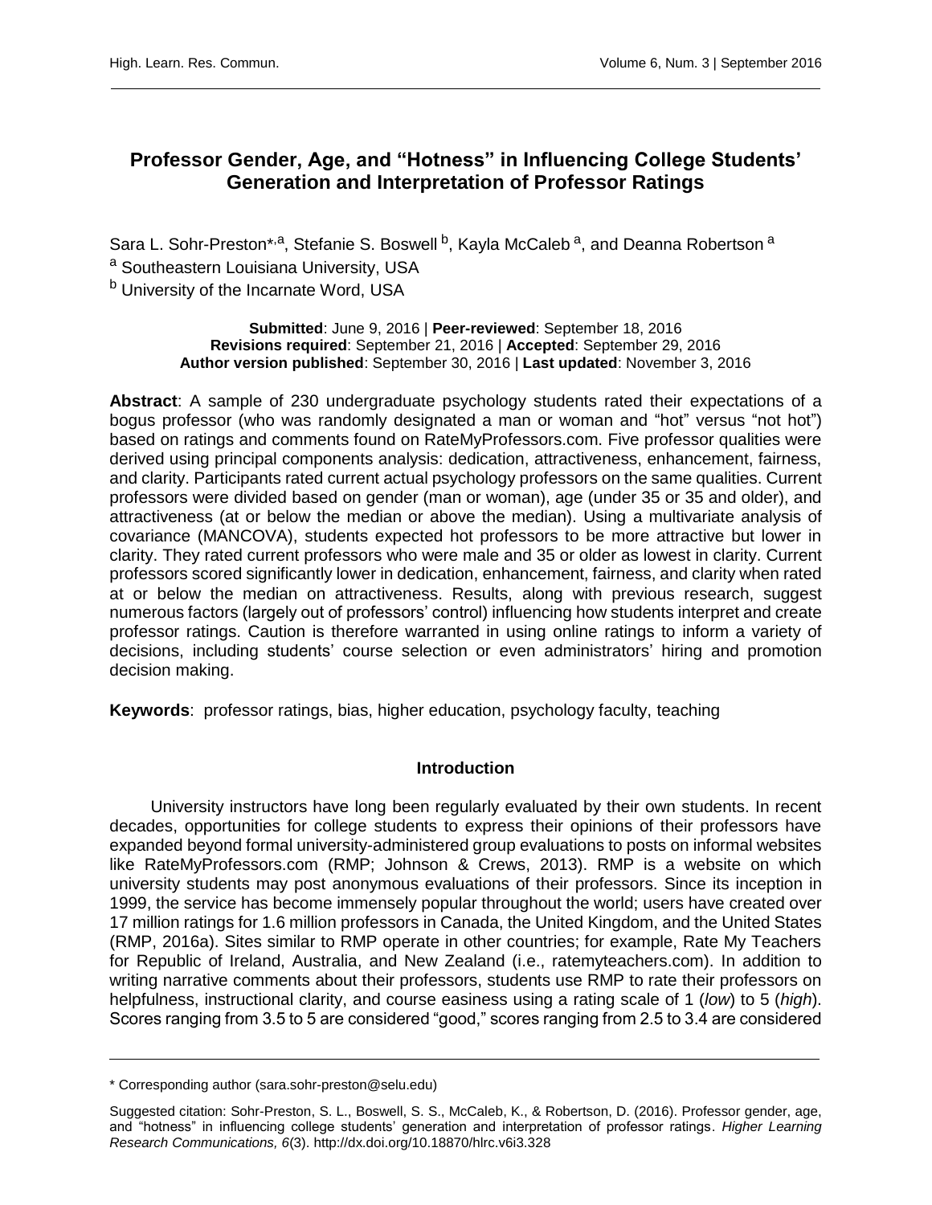# Professor Gender, Age, and "Hotness" in Influencing College Students' Generation and Interpretation of Professor Ratings

Sara L. Sohr-Preston*[,a], Stefanie S. Boswell [b], Kayla McCaleb [a], and Deanna Robertson [a]

[a] Southeastern Louisiana University, USA

[b] University of the Incarnate Word, USA

**Submitted**: June 9, 2016 | **Peer-reviewed**: September 18, 2016
**Revisions required**: September 21, 2016 | **Accepted**: September 29, 2016
**Author version published**: September 30, 2016 | **Last updated**: November 3, 2016

**Abstract**: A sample of 230 undergraduate psychology students rated their expectations of a bogus professor (who was randomly designated a man or woman and "hot" versus "not hot") based on ratings and comments found on RateMyProfessors.com. Five professor qualities were derived using principal components analysis: dedication, attractiveness, enhancement, fairness, and clarity. Participants rated current actual psychology professors on the same qualities. Current professors were divided based on gender (man or woman), age (under 35 or 35 and older), and attractiveness (at or below the median or above the median). Using a multivariate analysis of covariance (MANCOVA), students expected hot professors to be more attractive but lower in clarity. They rated current professors who were male and 35 or older as lowest in clarity. Current professors scored significantly lower in dedication, enhancement, fairness, and clarity when rated at or below the median on attractiveness. Results, along with previous research, suggest numerous factors (largely out of professors' control) influencing how students interpret and create professor ratings. Caution is therefore warranted in using online ratings to inform a variety of decisions, including students' course selection or even administrators' hiring and promotion decision making.

**Keywords**: professor ratings, bias, higher education, psychology faculty, teaching

## Introduction

University instructors have long been regularly evaluated by their own students. In recent decades, opportunities for college students to express their opinions of their professors have expanded beyond formal university-administered group evaluations to posts on informal websites like RateMyProfessors.com (RMP; Johnson & Crews, 2013). RMP is a website on which university students may post anonymous evaluations of their professors. Since its inception in 1999, the service has become immensely popular throughout the world; users have created over 17 million ratings for 1.6 million professors in Canada, the United Kingdom, and the United States (RMP, 2016a). Sites similar to RMP operate in other countries; for example, Rate My Teachers for Republic of Ireland, Australia, and New Zealand (i.e., ratemyteachers.com). In addition to writing narrative comments about their professors, students use RMP to rate their professors on helpfulness, instructional clarity, and course easiness using a rating scale of 1 (*low*) to 5 (*high*). Scores ranging from 3.5 to 5 are considered "good," scores ranging from 2.5 to 3.4 are considered

---

\* Corresponding author (sara.sohr-preston@selu.edu)

Suggested citation: Sohr-Preston, S. L., Boswell, S. S., McCaleb, K., & Robertson, D. (2016). Professor gender, age, and "hotness" in influencing college students' generation and interpretation of professor ratings. *Higher Learning Research Communications, 6*(3). http://dx.doi.org/10.18870/hlrc.v6i3.328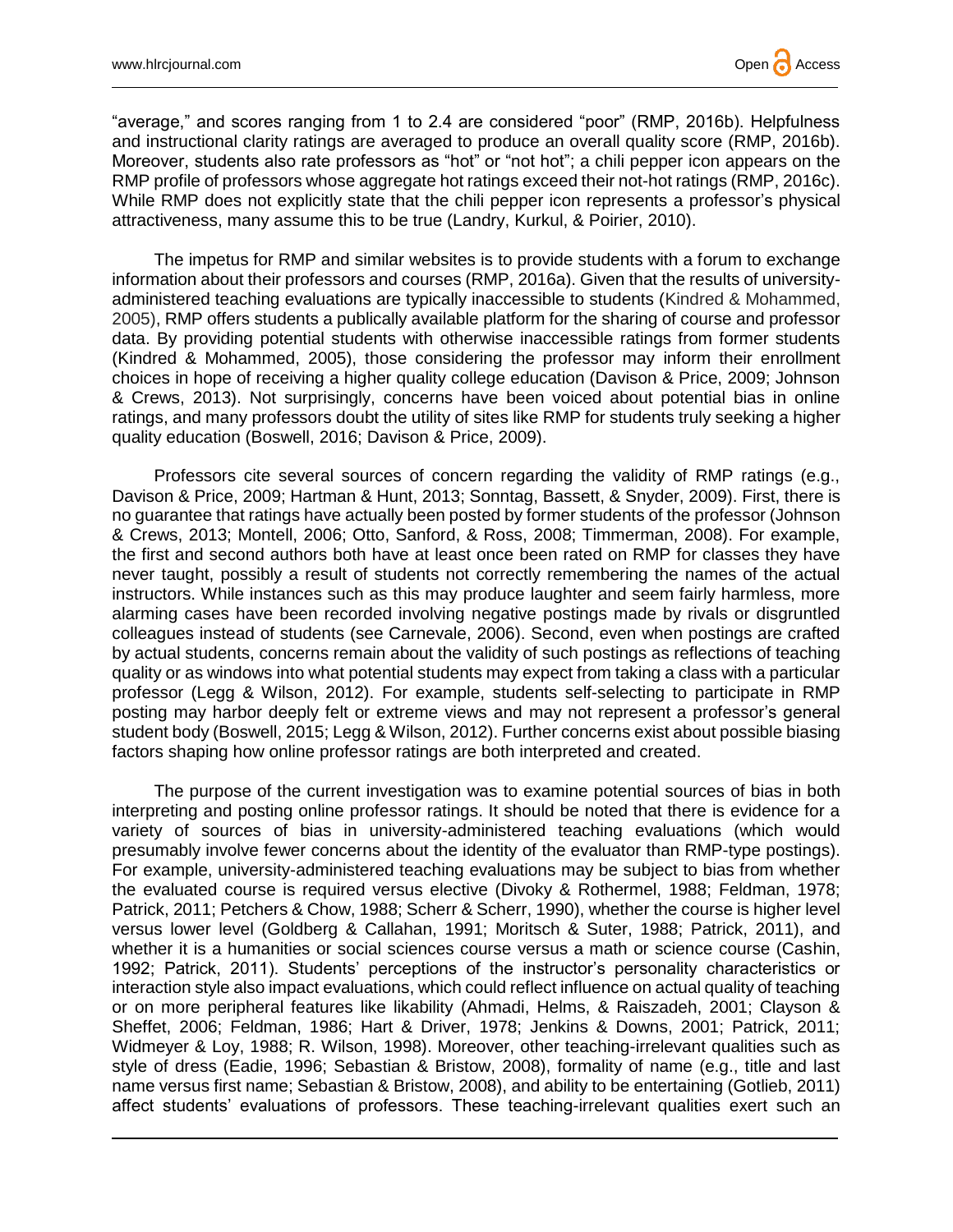"average," and scores ranging from 1 to 2.4 are considered "poor" (RMP, 2016b). Helpfulness and instructional clarity ratings are averaged to produce an overall quality score (RMP, 2016b). Moreover, students also rate professors as "hot" or "not hot"; a chili pepper icon appears on the RMP profile of professors whose aggregate hot ratings exceed their not-hot ratings (RMP, 2016c). While RMP does not explicitly state that the chili pepper icon represents a professor's physical attractiveness, many assume this to be true (Landry, Kurkul, & Poirier, 2010).

The impetus for RMP and similar websites is to provide students with a forum to exchange information about their professors and courses (RMP, 2016a). Given that the results of university-administered teaching evaluations are typically inaccessible to students (Kindred & Mohammed, 2005), RMP offers students a publically available platform for the sharing of course and professor data. By providing potential students with otherwise inaccessible ratings from former students (Kindred & Mohammed, 2005), those considering the professor may inform their enrollment choices in hope of receiving a higher quality college education (Davison & Price, 2009; Johnson & Crews, 2013). Not surprisingly, concerns have been voiced about potential bias in online ratings, and many professors doubt the utility of sites like RMP for students truly seeking a higher quality education (Boswell, 2016; Davison & Price, 2009).

Professors cite several sources of concern regarding the validity of RMP ratings (e.g., Davison & Price, 2009; Hartman & Hunt, 2013; Sonntag, Bassett, & Snyder, 2009). First, there is no guarantee that ratings have actually been posted by former students of the professor (Johnson & Crews, 2013; Montell, 2006; Otto, Sanford, & Ross, 2008; Timmerman, 2008). For example, the first and second authors both have at least once been rated on RMP for classes they have never taught, possibly a result of students not correctly remembering the names of the actual instructors. While instances such as this may produce laughter and seem fairly harmless, more alarming cases have been recorded involving negative postings made by rivals or disgruntled colleagues instead of students (see Carnevale, 2006). Second, even when postings are crafted by actual students, concerns remain about the validity of such postings as reflections of teaching quality or as windows into what potential students may expect from taking a class with a particular professor (Legg & Wilson, 2012). For example, students self-selecting to participate in RMP posting may harbor deeply felt or extreme views and may not represent a professor's general student body (Boswell, 2015; Legg & Wilson, 2012). Further concerns exist about possible biasing factors shaping how online professor ratings are both interpreted and created.

The purpose of the current investigation was to examine potential sources of bias in both interpreting and posting online professor ratings. It should be noted that there is evidence for a variety of sources of bias in university-administered teaching evaluations (which would presumably involve fewer concerns about the identity of the evaluator than RMP-type postings). For example, university-administered teaching evaluations may be subject to bias from whether the evaluated course is required versus elective (Divoky & Rothermel, 1988; Feldman, 1978; Patrick, 2011; Petchers & Chow, 1988; Scherr & Scherr, 1990), whether the course is higher level versus lower level (Goldberg & Callahan, 1991; Moritsch & Suter, 1988; Patrick, 2011), and whether it is a humanities or social sciences course versus a math or science course (Cashin, 1992; Patrick, 2011). Students' perceptions of the instructor's personality characteristics or interaction style also impact evaluations, which could reflect influence on actual quality of teaching or on more peripheral features like likability (Ahmadi, Helms, & Raiszadeh, 2001; Clayson & Sheffet, 2006; Feldman, 1986; Hart & Driver, 1978; Jenkins & Downs, 2001; Patrick, 2011; Widmeyer & Loy, 1988; R. Wilson, 1998). Moreover, other teaching-irrelevant qualities such as style of dress (Eadie, 1996; Sebastian & Bristow, 2008), formality of name (e.g., title and last name versus first name; Sebastian & Bristow, 2008), and ability to be entertaining (Gotlieb, 2011) affect students' evaluations of professors. These teaching-irrelevant qualities exert such an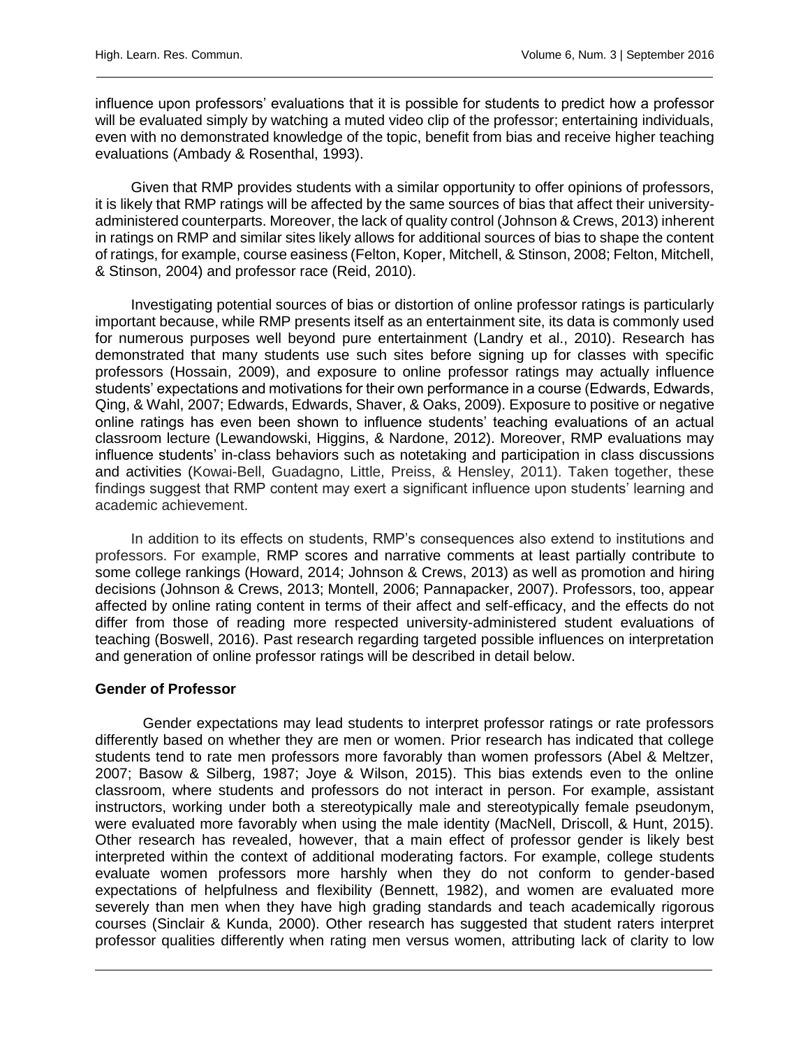influence upon professors' evaluations that it is possible for students to predict how a professor will be evaluated simply by watching a muted video clip of the professor; entertaining individuals, even with no demonstrated knowledge of the topic, benefit from bias and receive higher teaching evaluations (Ambady & Rosenthal, 1993).

Given that RMP provides students with a similar opportunity to offer opinions of professors, it is likely that RMP ratings will be affected by the same sources of bias that affect their university-administered counterparts. Moreover, the lack of quality control (Johnson & Crews, 2013) inherent in ratings on RMP and similar sites likely allows for additional sources of bias to shape the content of ratings, for example, course easiness (Felton, Koper, Mitchell, & Stinson, 2008; Felton, Mitchell, & Stinson, 2004) and professor race (Reid, 2010).

Investigating potential sources of bias or distortion of online professor ratings is particularly important because, while RMP presents itself as an entertainment site, its data is commonly used for numerous purposes well beyond pure entertainment (Landry et al., 2010). Research has demonstrated that many students use such sites before signing up for classes with specific professors (Hossain, 2009), and exposure to online professor ratings may actually influence students' expectations and motivations for their own performance in a course (Edwards, Edwards, Qing, & Wahl, 2007; Edwards, Edwards, Shaver, & Oaks, 2009). Exposure to positive or negative online ratings has even been shown to influence students' teaching evaluations of an actual classroom lecture (Lewandowski, Higgins, & Nardone, 2012). Moreover, RMP evaluations may influence students' in-class behaviors such as notetaking and participation in class discussions and activities (Kowai-Bell, Guadagno, Little, Preiss, & Hensley, 2011). Taken together, these findings suggest that RMP content may exert a significant influence upon students' learning and academic achievement.

In addition to its effects on students, RMP's consequences also extend to institutions and professors. For example, RMP scores and narrative comments at least partially contribute to some college rankings (Howard, 2014; Johnson & Crews, 2013) as well as promotion and hiring decisions (Johnson & Crews, 2013; Montell, 2006; Pannapacker, 2007). Professors, too, appear affected by online rating content in terms of their affect and self-efficacy, and the effects do not differ from those of reading more respected university-administered student evaluations of teaching (Boswell, 2016). Past research regarding targeted possible influences on interpretation and generation of online professor ratings will be described in detail below.

### Gender of Professor

Gender expectations may lead students to interpret professor ratings or rate professors differently based on whether they are men or women. Prior research has indicated that college students tend to rate men professors more favorably than women professors (Abel & Meltzer, 2007; Basow & Silberg, 1987; Joye & Wilson, 2015). This bias extends even to the online classroom, where students and professors do not interact in person. For example, assistant instructors, working under both a stereotypically male and stereotypically female pseudonym, were evaluated more favorably when using the male identity (MacNell, Driscoll, & Hunt, 2015). Other research has revealed, however, that a main effect of professor gender is likely best interpreted within the context of additional moderating factors. For example, college students evaluate women professors more harshly when they do not conform to gender-based expectations of helpfulness and flexibility (Bennett, 1982), and women are evaluated more severely than men when they have high grading standards and teach academically rigorous courses (Sinclair & Kunda, 2000). Other research has suggested that student raters interpret professor qualities differently when rating men versus women, attributing lack of clarity to low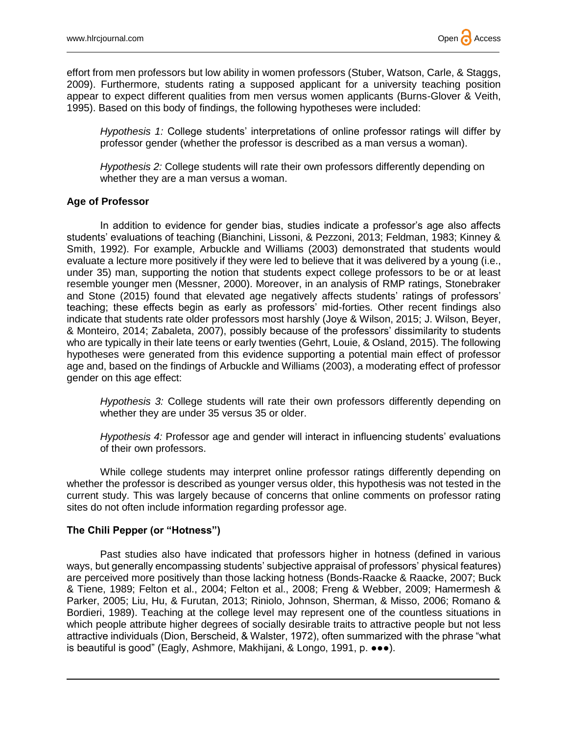effort from men professors but low ability in women professors (Stuber, Watson, Carle, & Staggs, 2009). Furthermore, students rating a supposed applicant for a university teaching position appear to expect different qualities from men versus women applicants (Burns-Glover & Veith, 1995). Based on this body of findings, the following hypotheses were included:

> *Hypothesis 1:* College students' interpretations of online professor ratings will differ by professor gender (whether the professor is described as a man versus a woman).

> *Hypothesis 2:* College students will rate their own professors differently depending on whether they are a man versus a woman.

### Age of Professor

In addition to evidence for gender bias, studies indicate a professor's age also affects students' evaluations of teaching (Bianchini, Lissoni, & Pezzoni, 2013; Feldman, 1983; Kinney & Smith, 1992). For example, Arbuckle and Williams (2003) demonstrated that students would evaluate a lecture more positively if they were led to believe that it was delivered by a young (i.e., under 35) man, supporting the notion that students expect college professors to be or at least resemble younger men (Messner, 2000). Moreover, in an analysis of RMP ratings, Stonebraker and Stone (2015) found that elevated age negatively affects students' ratings of professors' teaching; these effects begin as early as professors' mid-forties. Other recent findings also indicate that students rate older professors most harshly (Joye & Wilson, 2015; J. Wilson, Beyer, & Monteiro, 2014; Zabaleta, 2007), possibly because of the professors' dissimilarity to students who are typically in their late teens or early twenties (Gehrt, Louie, & Osland, 2015). The following hypotheses were generated from this evidence supporting a potential main effect of professor age and, based on the findings of Arbuckle and Williams (2003), a moderating effect of professor gender on this age effect:

> *Hypothesis 3:* College students will rate their own professors differently depending on whether they are under 35 versus 35 or older.

> *Hypothesis 4:* Professor age and gender will interact in influencing students' evaluations of their own professors.

While college students may interpret online professor ratings differently depending on whether the professor is described as younger versus older, this hypothesis was not tested in the current study. This was largely because of concerns that online comments on professor rating sites do not often include information regarding professor age.

### The Chili Pepper (or "Hotness")

Past studies also have indicated that professors higher in hotness (defined in various ways, but generally encompassing students' subjective appraisal of professors' physical features) are perceived more positively than those lacking hotness (Bonds-Raacke & Raacke, 2007; Buck & Tiene, 1989; Felton et al., 2004; Felton et al., 2008; Freng & Webber, 2009; Hamermesh & Parker, 2005; Liu, Hu, & Furutan, 2013; Riniolo, Johnson, Sherman, & Misso, 2006; Romano & Bordieri, 1989). Teaching at the college level may represent one of the countless situations in which people attribute higher degrees of socially desirable traits to attractive people but not less attractive individuals (Dion, Berscheid, & Walster, 1972), often summarized with the phrase "what is beautiful is good" (Eagly, Ashmore, Makhijani, & Longo, 1991, p. ●●●).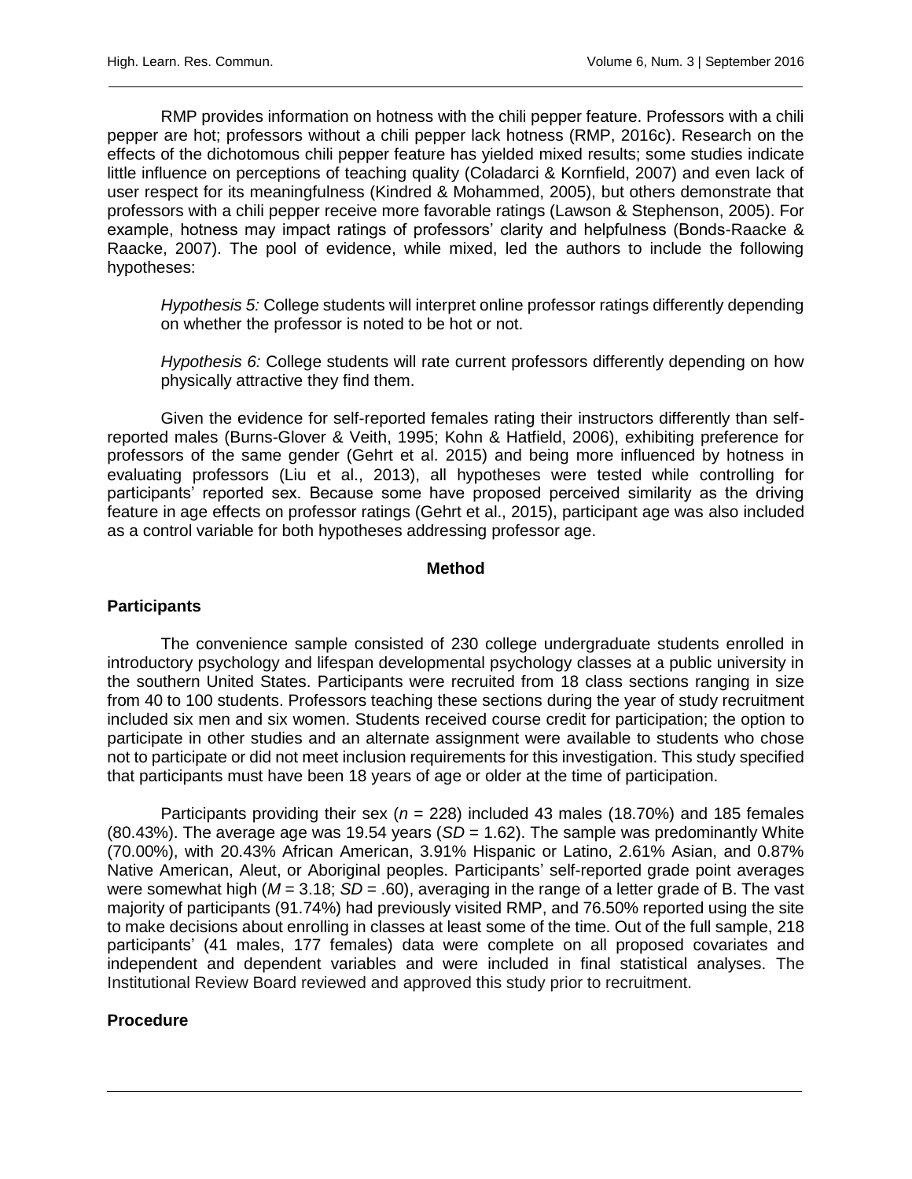RMP provides information on hotness with the chili pepper feature. Professors with a chili pepper are hot; professors without a chili pepper lack hotness (RMP, 2016c). Research on the effects of the dichotomous chili pepper feature has yielded mixed results; some studies indicate little influence on perceptions of teaching quality (Coladarci & Kornfield, 2007) and even lack of user respect for its meaningfulness (Kindred & Mohammed, 2005), but others demonstrate that professors with a chili pepper receive more favorable ratings (Lawson & Stephenson, 2005). For example, hotness may impact ratings of professors' clarity and helpfulness (Bonds-Raacke & Raacke, 2007). The pool of evidence, while mixed, led the authors to include the following hypotheses:

> *Hypothesis 5:* College students will interpret online professor ratings differently depending on whether the professor is noted to be hot or not.
>
> *Hypothesis 6:* College students will rate current professors differently depending on how physically attractive they find them.

Given the evidence for self-reported females rating their instructors differently than self-reported males (Burns-Glover & Veith, 1995; Kohn & Hatfield, 2006), exhibiting preference for professors of the same gender (Gehrt et al. 2015) and being more influenced by hotness in evaluating professors (Liu et al., 2013), all hypotheses were tested while controlling for participants' reported sex. Because some have proposed perceived similarity as the driving feature in age effects on professor ratings (Gehrt et al., 2015), participant age was also included as a control variable for both hypotheses addressing professor age.

## Method

### Participants

The convenience sample consisted of 230 college undergraduate students enrolled in introductory psychology and lifespan developmental psychology classes at a public university in the southern United States. Participants were recruited from 18 class sections ranging in size from 40 to 100 students. Professors teaching these sections during the year of study recruitment included six men and six women. Students received course credit for participation; the option to participate in other studies and an alternate assignment were available to students who chose not to participate or did not meet inclusion requirements for this investigation. This study specified that participants must have been 18 years of age or older at the time of participation.

Participants providing their sex ($n$ = 228) included 43 males (18.70%) and 185 females (80.43%). The average age was 19.54 years ($SD$ = 1.62). The sample was predominantly White (70.00%), with 20.43% African American, 3.91% Hispanic or Latino, 2.61% Asian, and 0.87% Native American, Aleut, or Aboriginal peoples. Participants' self-reported grade point averages were somewhat high ($M$ = 3.18; $SD$ = .60), averaging in the range of a letter grade of B. The vast majority of participants (91.74%) had previously visited RMP, and 76.50% reported using the site to make decisions about enrolling in classes at least some of the time. Out of the full sample, 218 participants' (41 males, 177 females) data were complete on all proposed covariates and independent and dependent variables and were included in final statistical analyses. The Institutional Review Board reviewed and approved this study prior to recruitment.

### Procedure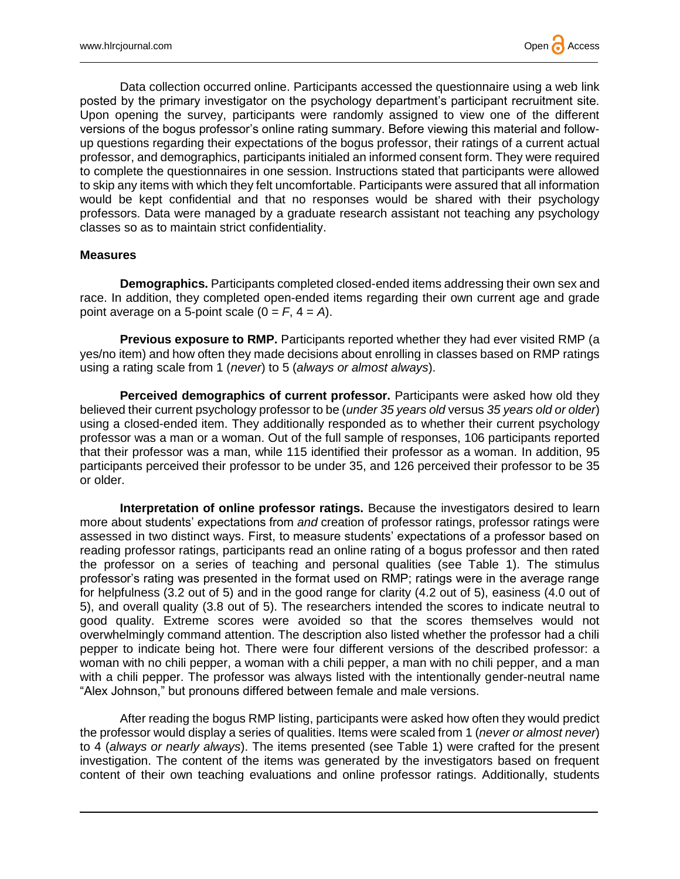Data collection occurred online. Participants accessed the questionnaire using a web link posted by the primary investigator on the psychology department's participant recruitment site. Upon opening the survey, participants were randomly assigned to view one of the different versions of the bogus professor's online rating summary. Before viewing this material and follow-up questions regarding their expectations of the bogus professor, their ratings of a current actual professor, and demographics, participants initialed an informed consent form. They were required to complete the questionnaires in one session. Instructions stated that participants were allowed to skip any items with which they felt uncomfortable. Participants were assured that all information would be kept confidential and that no responses would be shared with their psychology professors. Data were managed by a graduate research assistant not teaching any psychology classes so as to maintain strict confidentiality.

## Measures

**Demographics.** Participants completed closed-ended items addressing their own sex and race. In addition, they completed open-ended items regarding their own current age and grade point average on a 5-point scale (0 = *F*, 4 = *A*).

**Previous exposure to RMP.** Participants reported whether they had ever visited RMP (a yes/no item) and how often they made decisions about enrolling in classes based on RMP ratings using a rating scale from 1 (*never*) to 5 (*always or almost always*).

**Perceived demographics of current professor.** Participants were asked how old they believed their current psychology professor to be (*under 35 years old* versus *35 years old or older*) using a closed-ended item. They additionally responded as to whether their current psychology professor was a man or a woman. Out of the full sample of responses, 106 participants reported that their professor was a man, while 115 identified their professor as a woman. In addition, 95 participants perceived their professor to be under 35, and 126 perceived their professor to be 35 or older.

**Interpretation of online professor ratings.** Because the investigators desired to learn more about students' expectations from *and* creation of professor ratings, professor ratings were assessed in two distinct ways. First, to measure students' expectations of a professor based on reading professor ratings, participants read an online rating of a bogus professor and then rated the professor on a series of teaching and personal qualities (see Table 1). The stimulus professor's rating was presented in the format used on RMP; ratings were in the average range for helpfulness (3.2 out of 5) and in the good range for clarity (4.2 out of 5), easiness (4.0 out of 5), and overall quality (3.8 out of 5). The researchers intended the scores to indicate neutral to good quality. Extreme scores were avoided so that the scores themselves would not overwhelmingly command attention. The description also listed whether the professor had a chili pepper to indicate being hot. There were four different versions of the described professor: a woman with no chili pepper, a woman with a chili pepper, a man with no chili pepper, and a man with a chili pepper. The professor was always listed with the intentionally gender-neutral name "Alex Johnson," but pronouns differed between female and male versions.

After reading the bogus RMP listing, participants were asked how often they would predict the professor would display a series of qualities. Items were scaled from 1 (*never or almost never*) to 4 (*always or nearly always*). The items presented (see Table 1) were crafted for the present investigation. The content of the items was generated by the investigators based on frequent content of their own teaching evaluations and online professor ratings. Additionally, students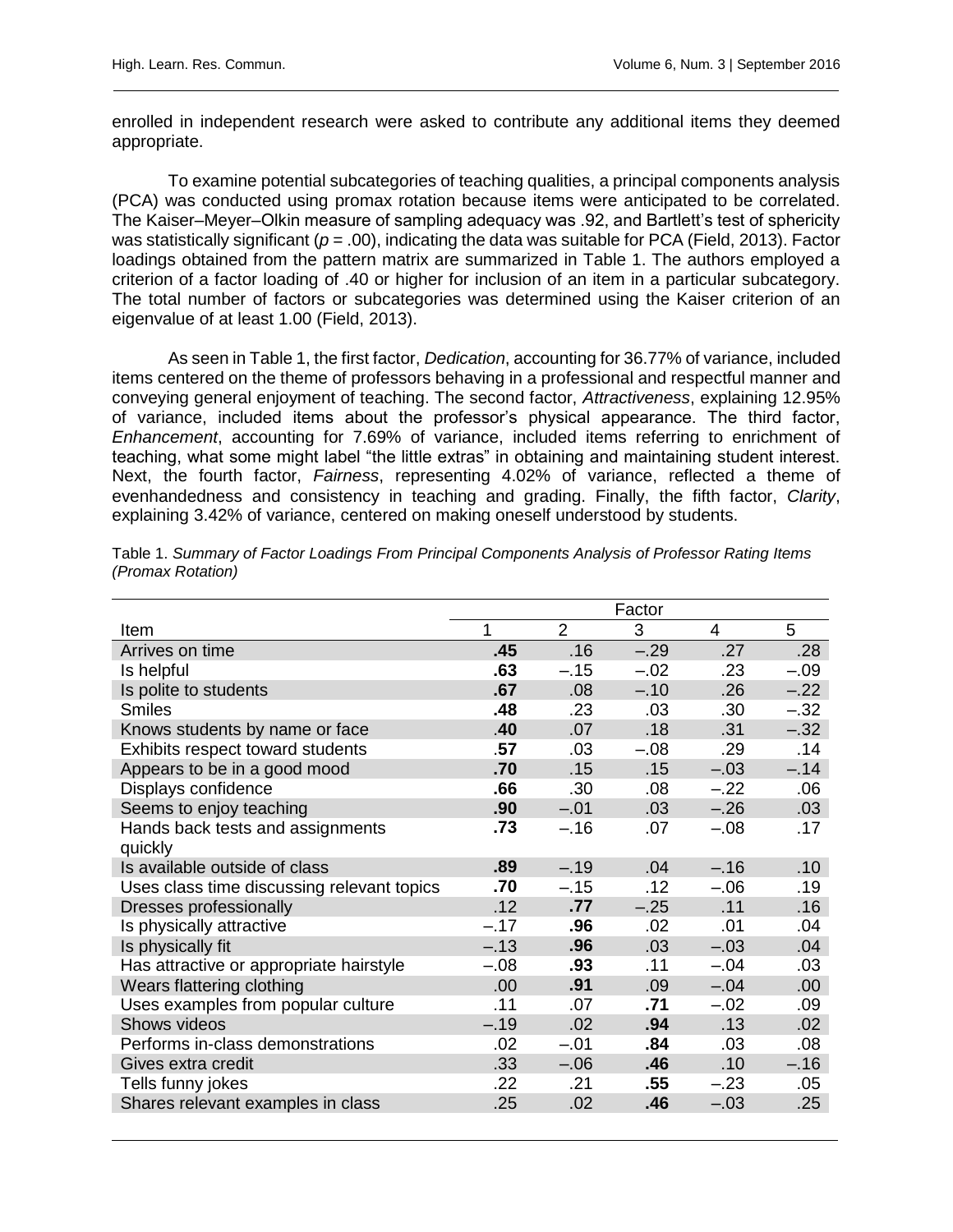enrolled in independent research were asked to contribute any additional items they deemed appropriate.

To examine potential subcategories of teaching qualities, a principal components analysis (PCA) was conducted using promax rotation because items were anticipated to be correlated. The Kaiser–Meyer–Olkin measure of sampling adequacy was .92, and Bartlett's test of sphericity was statistically significant ($p$ = .00), indicating the data was suitable for PCA (Field, 2013). Factor loadings obtained from the pattern matrix are summarized in Table 1. The authors employed a criterion of a factor loading of .40 or higher for inclusion of an item in a particular subcategory. The total number of factors or subcategories was determined using the Kaiser criterion of an eigenvalue of at least 1.00 (Field, 2013).

As seen in Table 1, the first factor, *Dedication*, accounting for 36.77% of variance, included items centered on the theme of professors behaving in a professional and respectful manner and conveying general enjoyment of teaching. The second factor, *Attractiveness*, explaining 12.95% of variance, included items about the professor's physical appearance. The third factor, *Enhancement*, accounting for 7.69% of variance, included items referring to enrichment of teaching, what some might label "the little extras" in obtaining and maintaining student interest. Next, the fourth factor, *Fairness*, representing 4.02% of variance, reflected a theme of evenhandedness and consistency in teaching and grading. Finally, the fifth factor, *Clarity*, explaining 3.42% of variance, centered on making oneself understood by students.

Table 1. *Summary of Factor Loadings From Principal Components Analysis of Professor Rating Items (Promax Rotation)*

| | Factor | | | | |
|---|---|---|---|---|---|
| Item | 1 | 2 | 3 | 4 | 5 |
| Arrives on time | **.45** | .16 | –.29 | .27 | .28 |
| Is helpful | **.63** | –.15 | –.02 | .23 | –.09 |
| Is polite to students | **.67** | .08 | –.10 | .26 | –.22 |
| Smiles | **.48** | .23 | .03 | .30 | –.32 |
| Knows students by name or face | **.40** | .07 | .18 | .31 | –.32 |
| Exhibits respect toward students | **.57** | .03 | –.08 | .29 | .14 |
| Appears to be in a good mood | **.70** | .15 | .15 | –.03 | –.14 |
| Displays confidence | **.66** | .30 | .08 | –.22 | .06 |
| Seems to enjoy teaching | **.90** | –.01 | .03 | –.26 | .03 |
| Hands back tests and assignments quickly | **.73** | –.16 | .07 | –.08 | .17 |
| Is available outside of class | **.89** | –.19 | .04 | –.16 | .10 |
| Uses class time discussing relevant topics | **.70** | –.15 | .12 | –.06 | .19 |
| Dresses professionally | .12 | **.77** | –.25 | .11 | .16 |
| Is physically attractive | –.17 | **.96** | .02 | .01 | .04 |
| Is physically fit | –.13 | **.96** | .03 | –.03 | .04 |
| Has attractive or appropriate hairstyle | –.08 | **.93** | .11 | –.04 | .03 |
| Wears flattering clothing | .00 | **.91** | .09 | –.04 | .00 |
| Uses examples from popular culture | .11 | .07 | **.71** | –.02 | .09 |
| Shows videos | –.19 | .02 | **.94** | .13 | .02 |
| Performs in-class demonstrations | .02 | –.01 | **.84** | .03 | .08 |
| Gives extra credit | .33 | –.06 | **.46** | .10 | –.16 |
| Tells funny jokes | .22 | .21 | **.55** | –.23 | .05 |
| Shares relevant examples in class | .25 | .02 | **.46** | –.03 | .25 |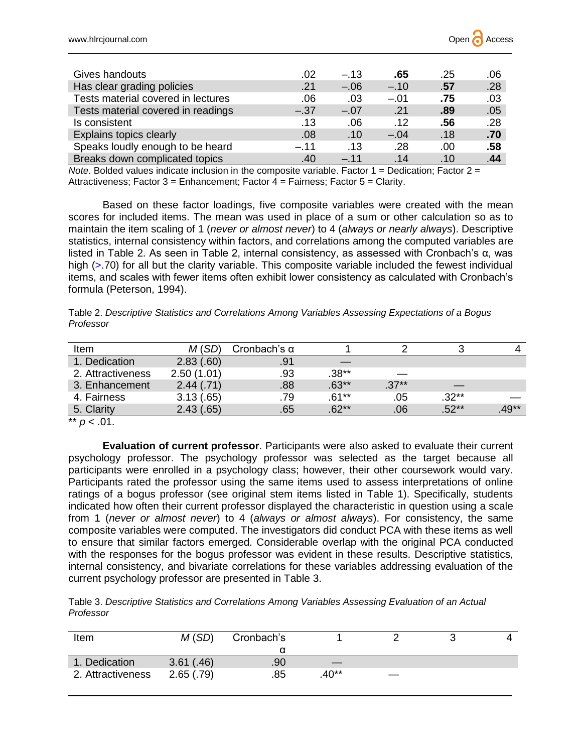| | | | | | |
|---|---|---|---|---|---|
| Gives handouts | .02 | –.13 | **.65** | .25 | .06 |
| Has clear grading policies | .21 | –.06 | –.10 | **.57** | .28 |
| Tests material covered in lectures | .06 | .03 | –.01 | **.75** | .03 |
| Tests material covered in readings | –.37 | –.07 | .21 | **.89** | .05 |
| Is consistent | .13 | .06 | .12 | **.56** | .28 |
| Explains topics clearly | .08 | .10 | –.04 | .18 | **.70** |
| Speaks loudly enough to be heard | –.11 | .13 | .28 | .00 | **.58** |
| Breaks down complicated topics | .40 | –.11 | .14 | .10 | **.44** |

*Note*. Bolded values indicate inclusion in the composite variable. Factor 1 = Dedication; Factor 2 = Attractiveness; Factor 3 = Enhancement; Factor 4 = Fairness; Factor 5 = Clarity.

Based on these factor loadings, five composite variables were created with the mean scores for included items. The mean was used in place of a sum or other calculation so as to maintain the item scaling of 1 (*never or almost never*) to 4 (*always or nearly always*). Descriptive statistics, internal consistency within factors, and correlations among the computed variables are listed in Table 2. As seen in Table 2, internal consistency, as assessed with Cronbach's α, was high (>.70) for all but the clarity variable. This composite variable included the fewest individual items, and scales with fewer items often exhibit lower consistency as calculated with Cronbach's formula (Peterson, 1994).

Table 2. *Descriptive Statistics and Correlations Among Variables Assessing Expectations of a Bogus Professor*

| Item | *M* (*SD*) | Cronbach's α | 1 | 2 | 3 | 4 |
|---|---|---|---|---|---|---|
| 1. Dedication | 2.83 (.60) | .91 | — | | | |
| 2. Attractiveness | 2.50 (1.01) | .93 | .38** | — | | |
| 3. Enhancement | 2.44 (.71) | .88 | .63** | .37** | — | |
| 4. Fairness | 3.13 (.65) | .79 | .61** | .05 | .32** | — |
| 5. Clarity | 2.43 (.65) | .65 | .62** | .06 | .52** | .49** |

** $p < .01$.

**Evaluation of current professor**. Participants were also asked to evaluate their current psychology professor. The psychology professor was selected as the target because all participants were enrolled in a psychology class; however, their other coursework would vary. Participants rated the professor using the same items used to assess interpretations of online ratings of a bogus professor (see original stem items listed in Table 1). Specifically, students indicated how often their current professor displayed the characteristic in question using a scale from 1 (*never or almost never*) to 4 (*always or almost always*). For consistency, the same composite variables were computed. The investigators did conduct PCA with these items as well to ensure that similar factors emerged. Considerable overlap with the original PCA conducted with the responses for the bogus professor was evident in these results. Descriptive statistics, internal consistency, and bivariate correlations for these variables addressing evaluation of the current psychology professor are presented in Table 3.

Table 3. *Descriptive Statistics and Correlations Among Variables Assessing Evaluation of an Actual Professor*

| Item | *M* (*SD*) | Cronbach's α | 1 | 2 | 3 | 4 |
|---|---|---|---|---|---|---|
| 1. Dedication | 3.61 (.46) | .90 | — | | | |
| 2. Attractiveness | 2.65 (.79) | .85 | .40** | — | | |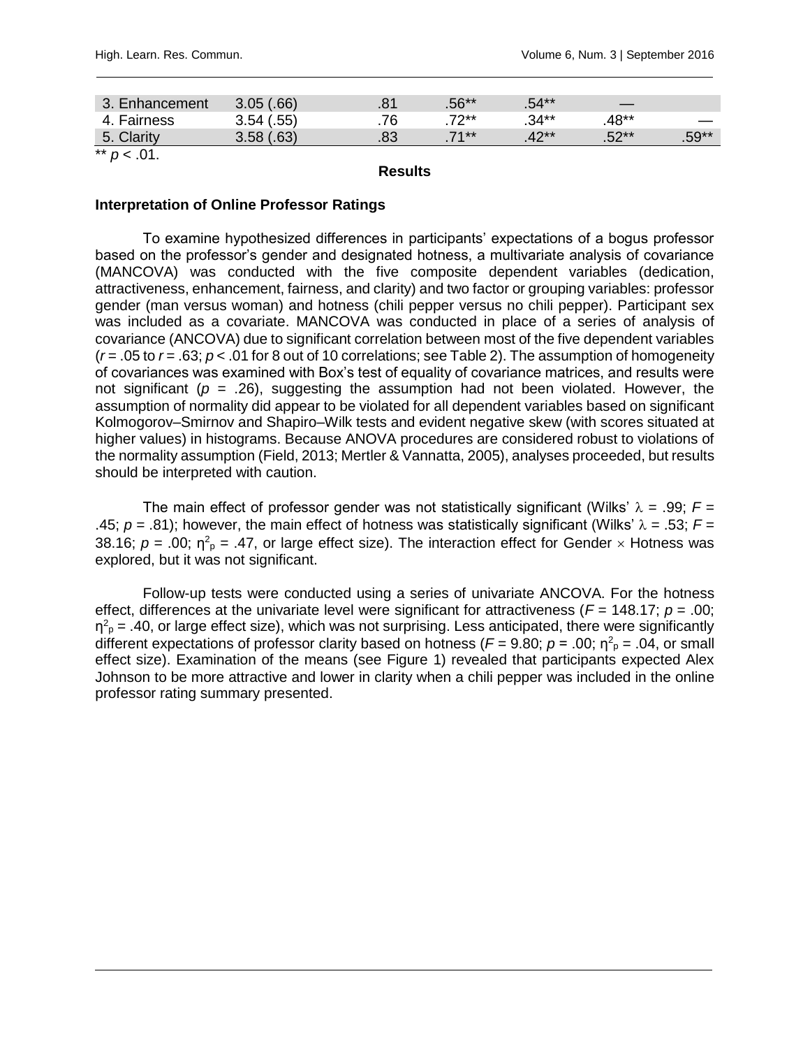| 3. Enhancement | 3.05 (.66) | .81 | .56** | .54** | — | |
|---|---|---|---|---|---|---|
| 4. Fairness | 3.54 (.55) | .76 | .72** | .34** | .48** | — |
| 5. Clarity | 3.58 (.63) | .83 | .71** | .42** | .52** | .59** |

** $p < .01$.

## Results

### Interpretation of Online Professor Ratings

To examine hypothesized differences in participants' expectations of a bogus professor based on the professor's gender and designated hotness, a multivariate analysis of covariance (MANCOVA) was conducted with the five composite dependent variables (dedication, attractiveness, enhancement, fairness, and clarity) and two factor or grouping variables: professor gender (man versus woman) and hotness (chili pepper versus no chili pepper). Participant sex was included as a covariate. MANCOVA was conducted in place of a series of analysis of covariance (ANCOVA) due to significant correlation between most of the five dependent variables ($r = .05$ to $r = .63$; $p < .01$ for 8 out of 10 correlations; see Table 2). The assumption of homogeneity of covariances was examined with Box's test of equality of covariance matrices, and results were not significant ($p = .26$), suggesting the assumption had not been violated. However, the assumption of normality did appear to be violated for all dependent variables based on significant Kolmogorov–Smirnov and Shapiro–Wilk tests and evident negative skew (with scores situated at higher values) in histograms. Because ANOVA procedures are considered robust to violations of the normality assumption (Field, 2013; Mertler & Vannatta, 2005), analyses proceeded, but results should be interpreted with caution.

The main effect of professor gender was not statistically significant (Wilks' $\lambda = .99$; $F = .45$; $p = .81$); however, the main effect of hotness was statistically significant (Wilks' $\lambda = .53$; $F = 38.16$; $p = .00$; $\eta^2_p = .47$, or large effect size). The interaction effect for Gender $\times$ Hotness was explored, but it was not significant.

Follow-up tests were conducted using a series of univariate ANCOVA. For the hotness effect, differences at the univariate level were significant for attractiveness ($F = 148.17$; $p = .00$; $\eta^2_p = .40$, or large effect size), which was not surprising. Less anticipated, there were significantly different expectations of professor clarity based on hotness ($F = 9.80$; $p = .00$; $\eta^2_p = .04$, or small effect size). Examination of the means (see Figure 1) revealed that participants expected Alex Johnson to be more attractive and lower in clarity when a chili pepper was included in the online professor rating summary presented.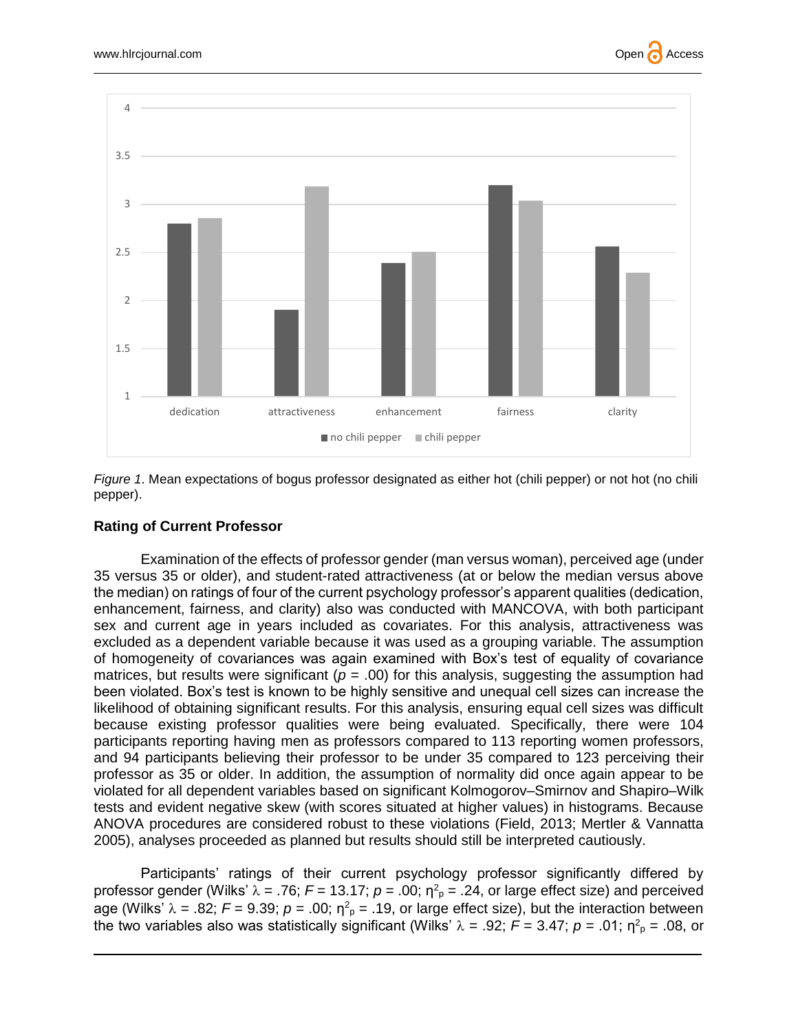*Figure 1*. Mean expectations of bogus professor designated as either hot (chili pepper) or not hot (no chili pepper).

### Rating of Current Professor

Examination of the effects of professor gender (man versus woman), perceived age (under 35 versus 35 or older), and student-rated attractiveness (at or below the median versus above the median) on ratings of four of the current psychology professor's apparent qualities (dedication, enhancement, fairness, and clarity) also was conducted with MANCOVA, with both participant sex and current age in years included as covariates. For this analysis, attractiveness was excluded as a dependent variable because it was used as a grouping variable. The assumption of homogeneity of covariances was again examined with Box's test of equality of covariance matrices, but results were significant ($p$ = .00) for this analysis, suggesting the assumption had been violated. Box's test is known to be highly sensitive and unequal cell sizes can increase the likelihood of obtaining significant results. For this analysis, ensuring equal cell sizes was difficult because existing professor qualities were being evaluated. Specifically, there were 104 participants reporting having men as professors compared to 113 reporting women professors, and 94 participants believing their professor to be under 35 compared to 123 perceiving their professor as 35 or older. In addition, the assumption of normality did once again appear to be violated for all dependent variables based on significant Kolmogorov–Smirnov and Shapiro–Wilk tests and evident negative skew (with scores situated at higher values) in histograms. Because ANOVA procedures are considered robust to these violations (Field, 2013; Mertler & Vannatta 2005), analyses proceeded as planned but results should still be interpreted cautiously.

Participants' ratings of their current psychology professor significantly differed by professor gender (Wilks' $\lambda$ = .76; $F$ = 13.17; $p$ = .00; $\eta^2_p$ = .24, or large effect size) and perceived age (Wilks' $\lambda$ = .82; $F$ = 9.39; $p$ = .00; $\eta^2_p$ = .19, or large effect size), but the interaction between the two variables also was statistically significant (Wilks' $\lambda$ = .92; $F$ = 3.47; $p$ = .01; $\eta^2_p$ = .08, or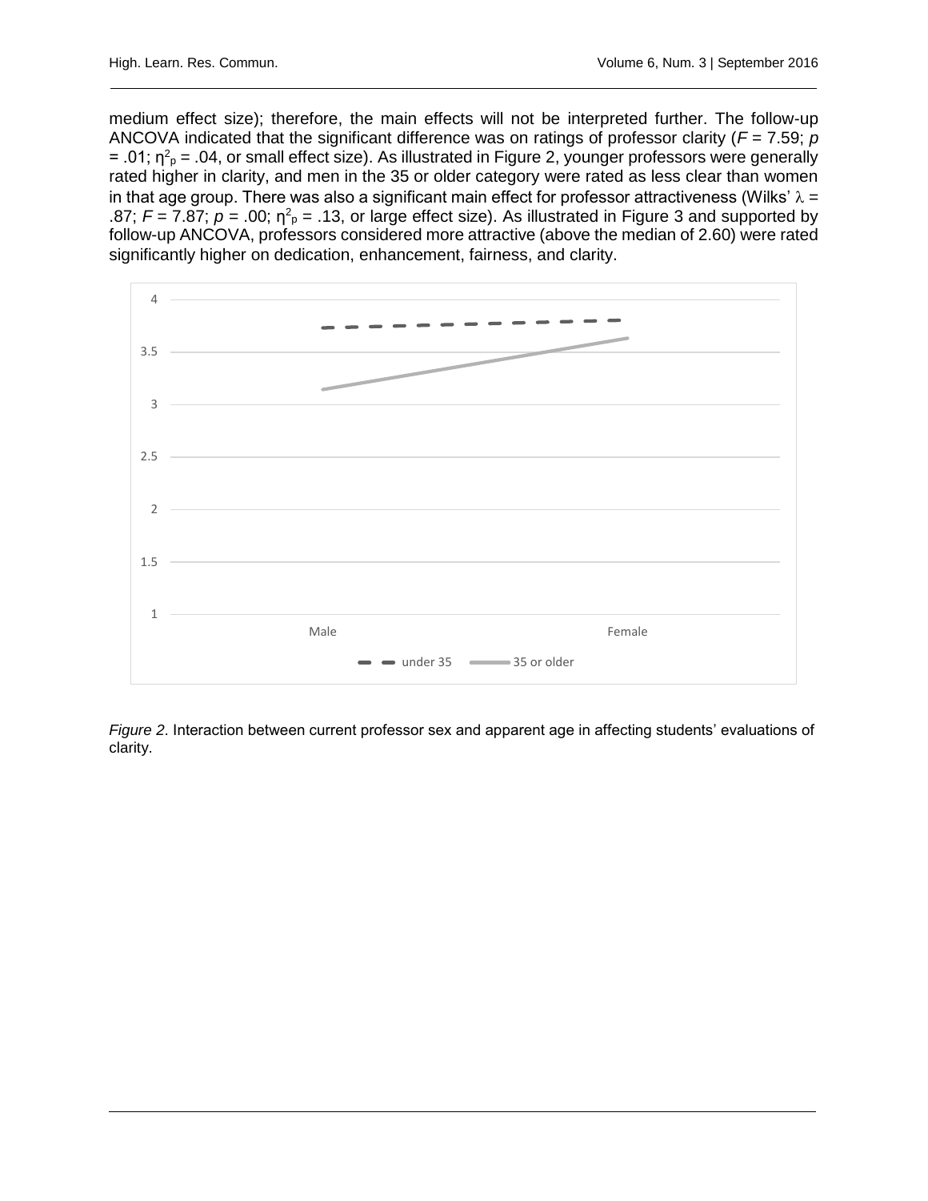medium effect size); therefore, the main effects will not be interpreted further. The follow-up ANCOVA indicated that the significant difference was on ratings of professor clarity ($F$ = 7.59; $p$ = .01; $\eta^2_p$ = .04, or small effect size). As illustrated in Figure 2, younger professors were generally rated higher in clarity, and men in the 35 or older category were rated as less clear than women in that age group. There was also a significant main effect for professor attractiveness (Wilks' $\lambda$ = .87; $F$ = 7.87; $p$ = .00; $\eta^2_p$ = .13, or large effect size). As illustrated in Figure 3 and supported by follow-up ANCOVA, professors considered more attractive (above the median of 2.60) were rated significantly higher on dedication, enhancement, fairness, and clarity.

*Figure 2*. Interaction between current professor sex and apparent age in affecting students' evaluations of clarity.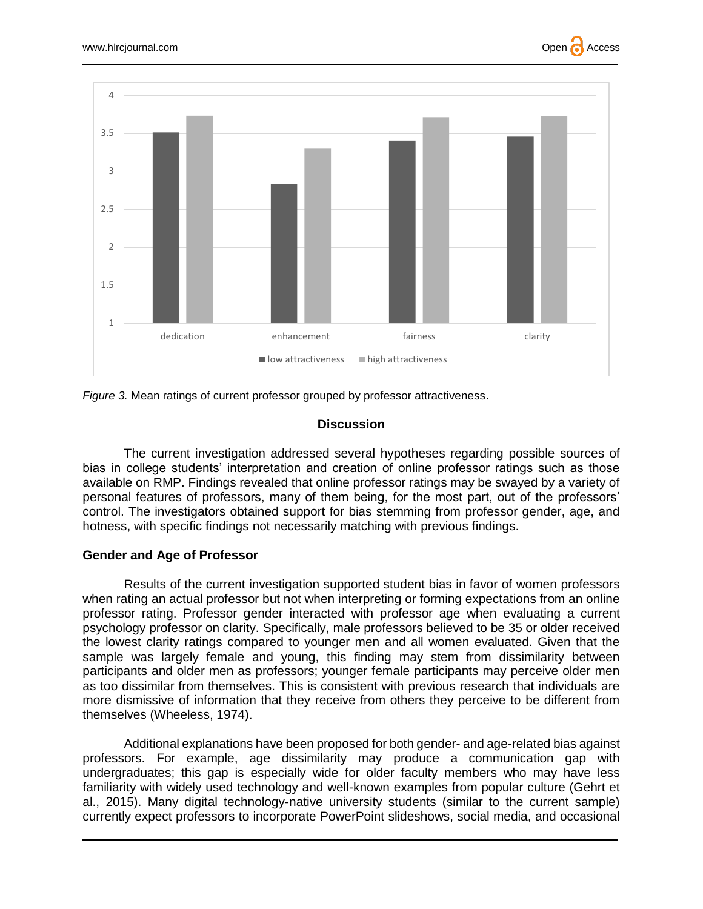*Figure 3.* Mean ratings of current professor grouped by professor attractiveness.

## Discussion

The current investigation addressed several hypotheses regarding possible sources of bias in college students' interpretation and creation of online professor ratings such as those available on RMP. Findings revealed that online professor ratings may be swayed by a variety of personal features of professors, many of them being, for the most part, out of the professors' control. The investigators obtained support for bias stemming from professor gender, age, and hotness, with specific findings not necessarily matching with previous findings.

### Gender and Age of Professor

Results of the current investigation supported student bias in favor of women professors when rating an actual professor but not when interpreting or forming expectations from an online professor rating. Professor gender interacted with professor age when evaluating a current psychology professor on clarity. Specifically, male professors believed to be 35 or older received the lowest clarity ratings compared to younger men and all women evaluated. Given that the sample was largely female and young, this finding may stem from dissimilarity between participants and older men as professors; younger female participants may perceive older men as too dissimilar from themselves. This is consistent with previous research that individuals are more dismissive of information that they receive from others they perceive to be different from themselves (Wheeless, 1974).

Additional explanations have been proposed for both gender- and age-related bias against professors. For example, age dissimilarity may produce a communication gap with undergraduates; this gap is especially wide for older faculty members who may have less familiarity with widely used technology and well-known examples from popular culture (Gehrt et al., 2015). Many digital technology-native university students (similar to the current sample) currently expect professors to incorporate PowerPoint slideshows, social media, and occasional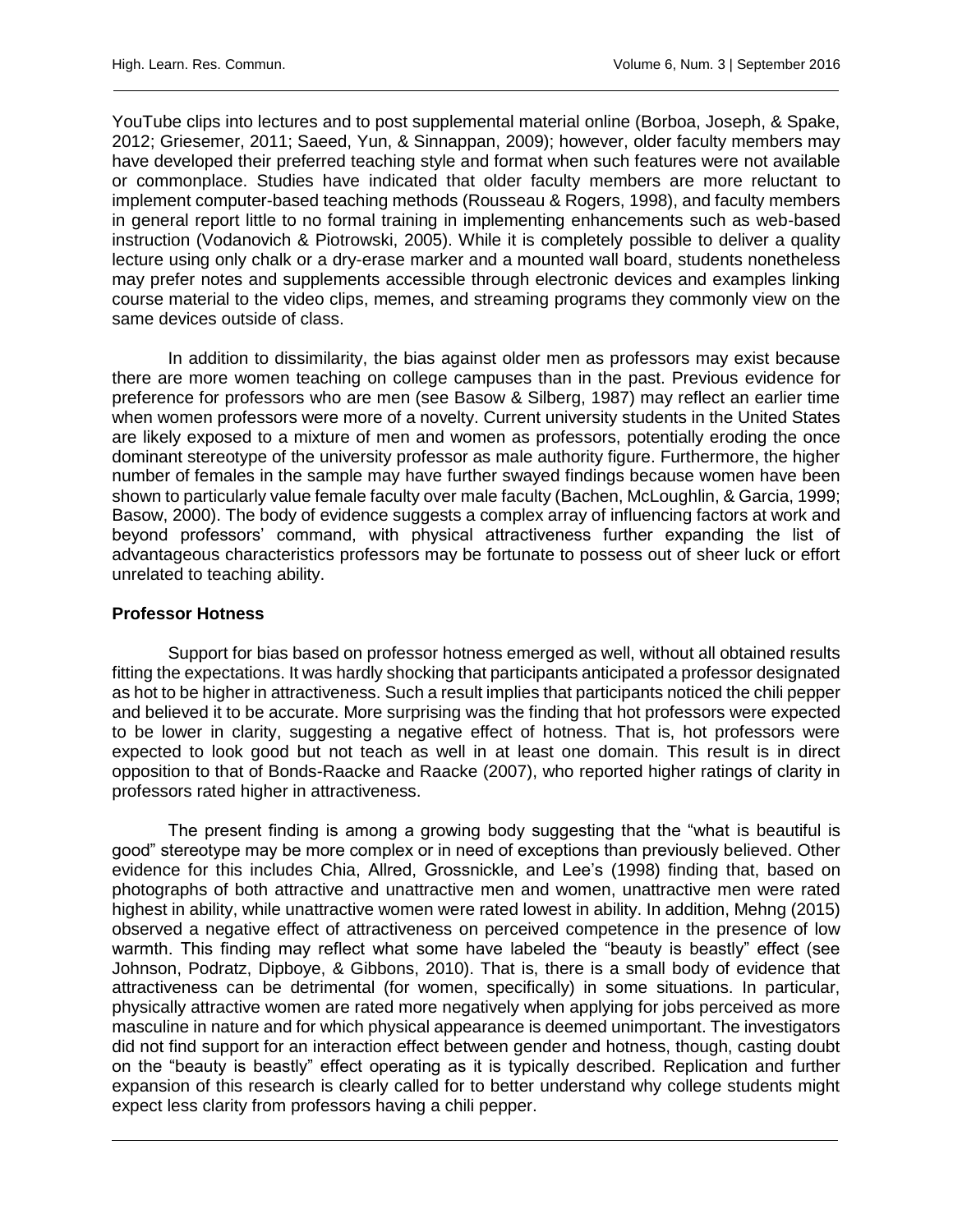YouTube clips into lectures and to post supplemental material online (Borboa, Joseph, & Spake, 2012; Griesemer, 2011; Saeed, Yun, & Sinnappan, 2009); however, older faculty members may have developed their preferred teaching style and format when such features were not available or commonplace. Studies have indicated that older faculty members are more reluctant to implement computer-based teaching methods (Rousseau & Rogers, 1998), and faculty members in general report little to no formal training in implementing enhancements such as web-based instruction (Vodanovich & Piotrowski, 2005). While it is completely possible to deliver a quality lecture using only chalk or a dry-erase marker and a mounted wall board, students nonetheless may prefer notes and supplements accessible through electronic devices and examples linking course material to the video clips, memes, and streaming programs they commonly view on the same devices outside of class.

In addition to dissimilarity, the bias against older men as professors may exist because there are more women teaching on college campuses than in the past. Previous evidence for preference for professors who are men (see Basow & Silberg, 1987) may reflect an earlier time when women professors were more of a novelty. Current university students in the United States are likely exposed to a mixture of men and women as professors, potentially eroding the once dominant stereotype of the university professor as male authority figure. Furthermore, the higher number of females in the sample may have further swayed findings because women have been shown to particularly value female faculty over male faculty (Bachen, McLoughlin, & Garcia, 1999; Basow, 2000). The body of evidence suggests a complex array of influencing factors at work and beyond professors' command, with physical attractiveness further expanding the list of advantageous characteristics professors may be fortunate to possess out of sheer luck or effort unrelated to teaching ability.

### Professor Hotness

Support for bias based on professor hotness emerged as well, without all obtained results fitting the expectations. It was hardly shocking that participants anticipated a professor designated as hot to be higher in attractiveness. Such a result implies that participants noticed the chili pepper and believed it to be accurate. More surprising was the finding that hot professors were expected to be lower in clarity, suggesting a negative effect of hotness. That is, hot professors were expected to look good but not teach as well in at least one domain. This result is in direct opposition to that of Bonds-Raacke and Raacke (2007), who reported higher ratings of clarity in professors rated higher in attractiveness.

The present finding is among a growing body suggesting that the "what is beautiful is good" stereotype may be more complex or in need of exceptions than previously believed. Other evidence for this includes Chia, Allred, Grossnickle, and Lee's (1998) finding that, based on photographs of both attractive and unattractive men and women, unattractive men were rated highest in ability, while unattractive women were rated lowest in ability. In addition, Mehng (2015) observed a negative effect of attractiveness on perceived competence in the presence of low warmth. This finding may reflect what some have labeled the "beauty is beastly" effect (see Johnson, Podratz, Dipboye, & Gibbons, 2010). That is, there is a small body of evidence that attractiveness can be detrimental (for women, specifically) in some situations. In particular, physically attractive women are rated more negatively when applying for jobs perceived as more masculine in nature and for which physical appearance is deemed unimportant. The investigators did not find support for an interaction effect between gender and hotness, though, casting doubt on the "beauty is beastly" effect operating as it is typically described. Replication and further expansion of this research is clearly called for to better understand why college students might expect less clarity from professors having a chili pepper.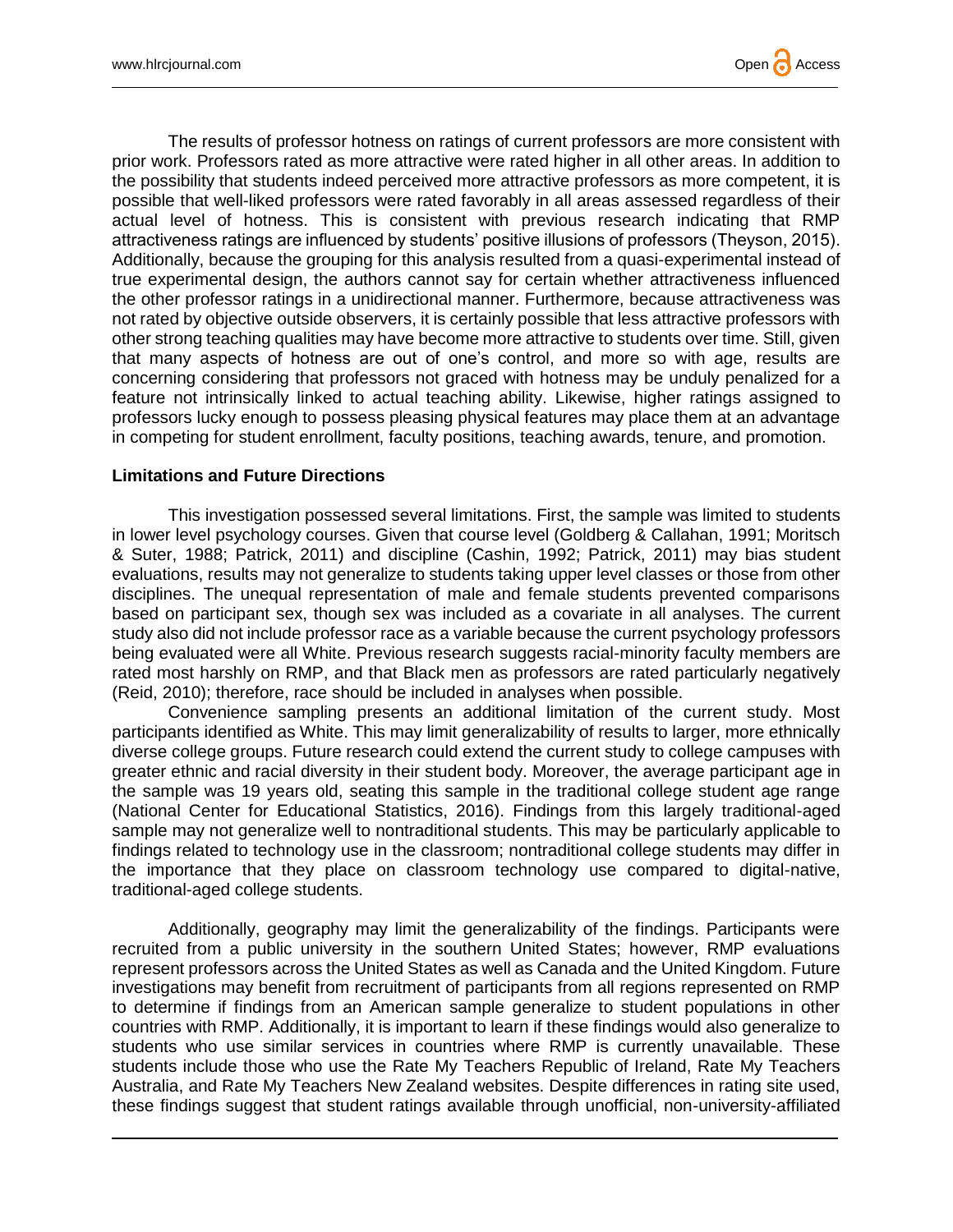The results of professor hotness on ratings of current professors are more consistent with prior work. Professors rated as more attractive were rated higher in all other areas. In addition to the possibility that students indeed perceived more attractive professors as more competent, it is possible that well-liked professors were rated favorably in all areas assessed regardless of their actual level of hotness. This is consistent with previous research indicating that RMP attractiveness ratings are influenced by students' positive illusions of professors (Theyson, 2015). Additionally, because the grouping for this analysis resulted from a quasi-experimental instead of true experimental design, the authors cannot say for certain whether attractiveness influenced the other professor ratings in a unidirectional manner. Furthermore, because attractiveness was not rated by objective outside observers, it is certainly possible that less attractive professors with other strong teaching qualities may have become more attractive to students over time. Still, given that many aspects of hotness are out of one's control, and more so with age, results are concerning considering that professors not graced with hotness may be unduly penalized for a feature not intrinsically linked to actual teaching ability. Likewise, higher ratings assigned to professors lucky enough to possess pleasing physical features may place them at an advantage in competing for student enrollment, faculty positions, teaching awards, tenure, and promotion.

### Limitations and Future Directions

This investigation possessed several limitations. First, the sample was limited to students in lower level psychology courses. Given that course level (Goldberg & Callahan, 1991; Moritsch & Suter, 1988; Patrick, 2011) and discipline (Cashin, 1992; Patrick, 2011) may bias student evaluations, results may not generalize to students taking upper level classes or those from other disciplines. The unequal representation of male and female students prevented comparisons based on participant sex, though sex was included as a covariate in all analyses. The current study also did not include professor race as a variable because the current psychology professors being evaluated were all White. Previous research suggests racial-minority faculty members are rated most harshly on RMP, and that Black men as professors are rated particularly negatively (Reid, 2010); therefore, race should be included in analyses when possible.

Convenience sampling presents an additional limitation of the current study. Most participants identified as White. This may limit generalizability of results to larger, more ethnically diverse college groups. Future research could extend the current study to college campuses with greater ethnic and racial diversity in their student body. Moreover, the average participant age in the sample was 19 years old, seating this sample in the traditional college student age range (National Center for Educational Statistics, 2016). Findings from this largely traditional-aged sample may not generalize well to nontraditional students. This may be particularly applicable to findings related to technology use in the classroom; nontraditional college students may differ in the importance that they place on classroom technology use compared to digital-native, traditional-aged college students.

Additionally, geography may limit the generalizability of the findings. Participants were recruited from a public university in the southern United States; however, RMP evaluations represent professors across the United States as well as Canada and the United Kingdom. Future investigations may benefit from recruitment of participants from all regions represented on RMP to determine if findings from an American sample generalize to student populations in other countries with RMP. Additionally, it is important to learn if these findings would also generalize to students who use similar services in countries where RMP is currently unavailable. These students include those who use the Rate My Teachers Republic of Ireland, Rate My Teachers Australia, and Rate My Teachers New Zealand websites. Despite differences in rating site used, these findings suggest that student ratings available through unofficial, non-university-affiliated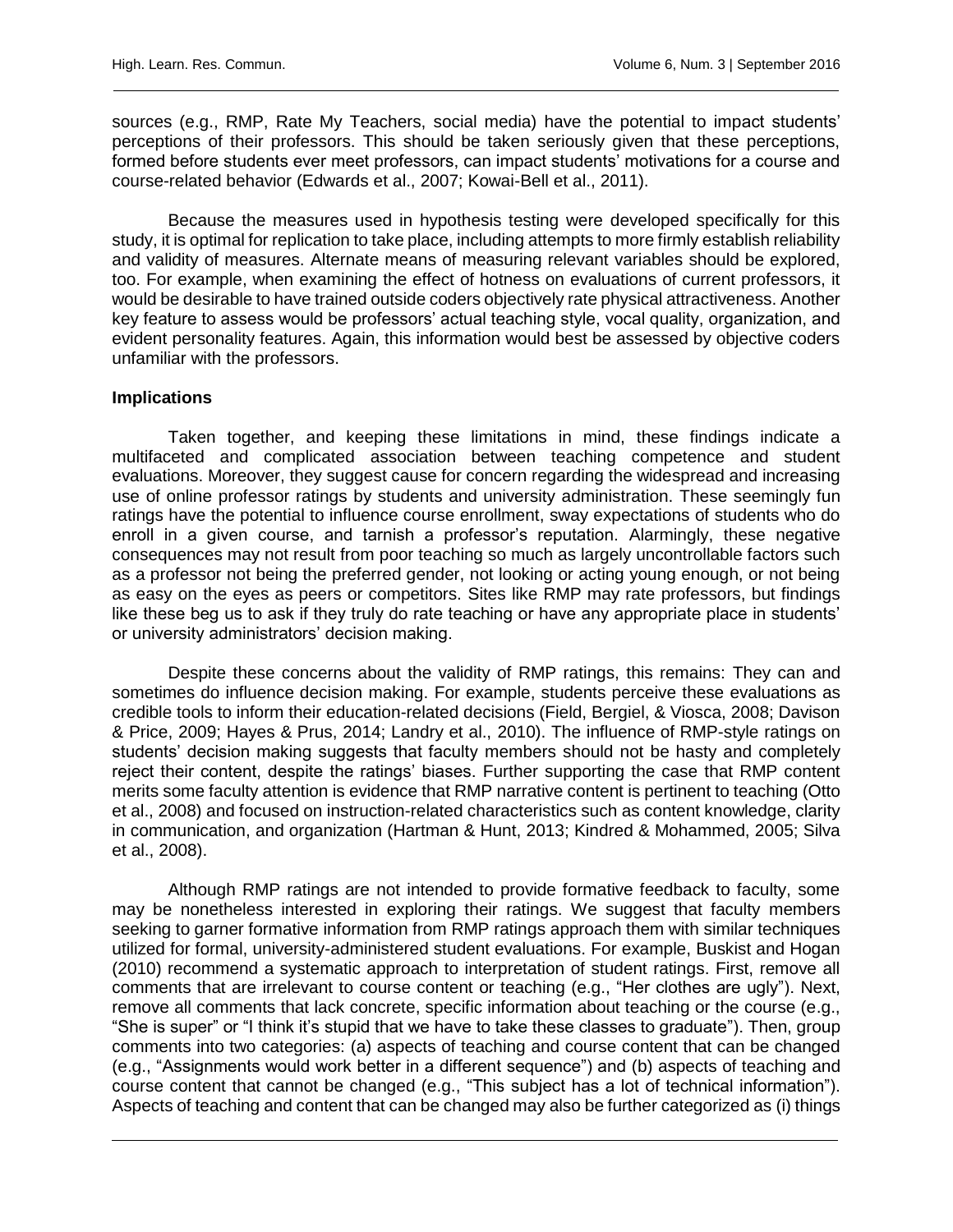sources (e.g., RMP, Rate My Teachers, social media) have the potential to impact students' perceptions of their professors. This should be taken seriously given that these perceptions, formed before students ever meet professors, can impact students' motivations for a course and course-related behavior (Edwards et al., 2007; Kowai-Bell et al., 2011).

Because the measures used in hypothesis testing were developed specifically for this study, it is optimal for replication to take place, including attempts to more firmly establish reliability and validity of measures. Alternate means of measuring relevant variables should be explored, too. For example, when examining the effect of hotness on evaluations of current professors, it would be desirable to have trained outside coders objectively rate physical attractiveness. Another key feature to assess would be professors' actual teaching style, vocal quality, organization, and evident personality features. Again, this information would best be assessed by objective coders unfamiliar with the professors.

**Implications**

Taken together, and keeping these limitations in mind, these findings indicate a multifaceted and complicated association between teaching competence and student evaluations. Moreover, they suggest cause for concern regarding the widespread and increasing use of online professor ratings by students and university administration. These seemingly fun ratings have the potential to influence course enrollment, sway expectations of students who do enroll in a given course, and tarnish a professor's reputation. Alarmingly, these negative consequences may not result from poor teaching so much as largely uncontrollable factors such as a professor not being the preferred gender, not looking or acting young enough, or not being as easy on the eyes as peers or competitors. Sites like RMP may rate professors, but findings like these beg us to ask if they truly do rate teaching or have any appropriate place in students' or university administrators' decision making.

Despite these concerns about the validity of RMP ratings, this remains: They can and sometimes do influence decision making. For example, students perceive these evaluations as credible tools to inform their education-related decisions (Field, Bergiel, & Viosca, 2008; Davison & Price, 2009; Hayes & Prus, 2014; Landry et al., 2010). The influence of RMP-style ratings on students' decision making suggests that faculty members should not be hasty and completely reject their content, despite the ratings' biases. Further supporting the case that RMP content merits some faculty attention is evidence that RMP narrative content is pertinent to teaching (Otto et al., 2008) and focused on instruction-related characteristics such as content knowledge, clarity in communication, and organization (Hartman & Hunt, 2013; Kindred & Mohammed, 2005; Silva et al., 2008).

Although RMP ratings are not intended to provide formative feedback to faculty, some may be nonetheless interested in exploring their ratings. We suggest that faculty members seeking to garner formative information from RMP ratings approach them with similar techniques utilized for formal, university-administered student evaluations. For example, Buskist and Hogan (2010) recommend a systematic approach to interpretation of student ratings. First, remove all comments that are irrelevant to course content or teaching (e.g., "Her clothes are ugly"). Next, remove all comments that lack concrete, specific information about teaching or the course (e.g., "She is super" or "I think it's stupid that we have to take these classes to graduate"). Then, group comments into two categories: (a) aspects of teaching and course content that can be changed (e.g., "Assignments would work better in a different sequence") and (b) aspects of teaching and course content that cannot be changed (e.g., "This subject has a lot of technical information"). Aspects of teaching and content that can be changed may also be further categorized as (i) things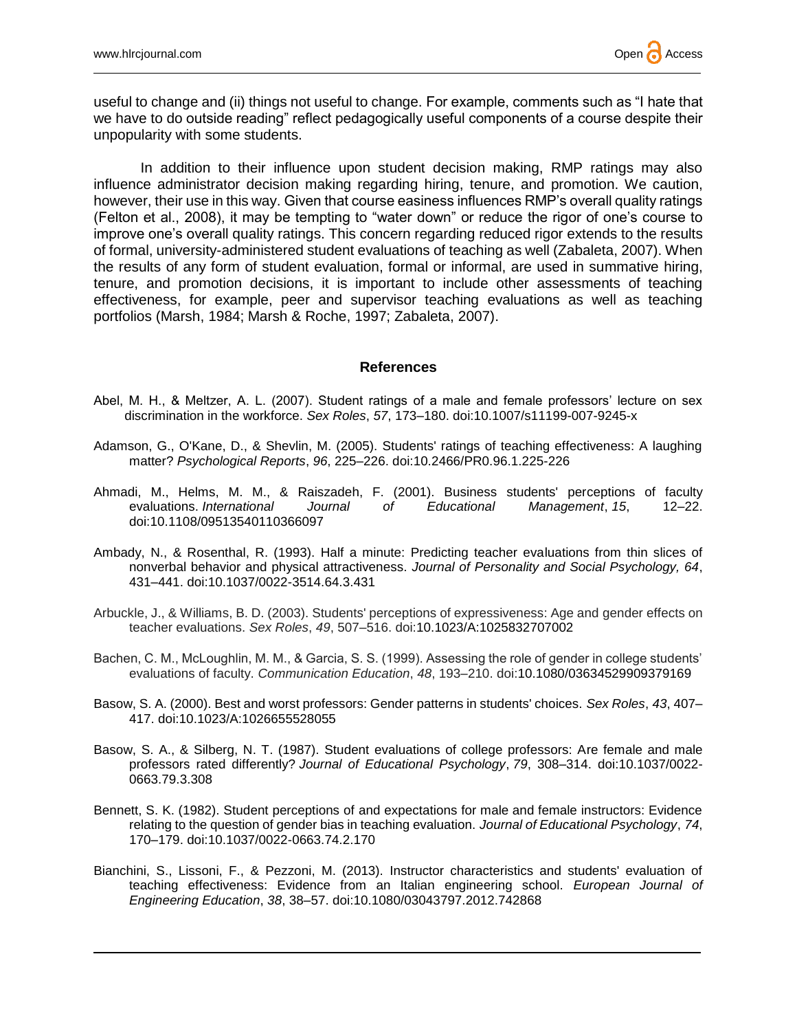useful to change and (ii) things not useful to change. For example, comments such as "I hate that we have to do outside reading" reflect pedagogically useful components of a course despite their unpopularity with some students.

In addition to their influence upon student decision making, RMP ratings may also influence administrator decision making regarding hiring, tenure, and promotion. We caution, however, their use in this way. Given that course easiness influences RMP's overall quality ratings (Felton et al., 2008), it may be tempting to "water down" or reduce the rigor of one's course to improve one's overall quality ratings. This concern regarding reduced rigor extends to the results of formal, university-administered student evaluations of teaching as well (Zabaleta, 2007). When the results of any form of student evaluation, formal or informal, are used in summative hiring, tenure, and promotion decisions, it is important to include other assessments of teaching effectiveness, for example, peer and supervisor teaching evaluations as well as teaching portfolios (Marsh, 1984; Marsh & Roche, 1997; Zabaleta, 2007).

## References

Abel, M. H., & Meltzer, A. L. (2007). Student ratings of a male and female professors' lecture on sex discrimination in the workforce. *Sex Roles*, *57*, 173–180. doi:10.1007/s11199-007-9245-x

Adamson, G., O'Kane, D., & Shevlin, M. (2005). Students' ratings of teaching effectiveness: A laughing matter? *Psychological Reports*, *96*, 225–226. doi:10.2466/PR0.96.1.225-226

Ahmadi, M., Helms, M. M., & Raiszadeh, F. (2001). Business students' perceptions of faculty evaluations. *International Journal of Educational Management*, *15*, 12–22. doi:10.1108/09513540110366097

Ambady, N., & Rosenthal, R. (1993). Half a minute: Predicting teacher evaluations from thin slices of nonverbal behavior and physical attractiveness. *Journal of Personality and Social Psychology, 64*, 431–441. doi:10.1037/0022-3514.64.3.431

Arbuckle, J., & Williams, B. D. (2003). Students' perceptions of expressiveness: Age and gender effects on teacher evaluations. *Sex Roles*, *49*, 507–516. doi:10.1023/A:1025832707002

Bachen, C. M., McLoughlin, M. M., & Garcia, S. S. (1999). Assessing the role of gender in college students' evaluations of faculty. *Communication Education*, *48*, 193–210. doi:10.1080/03634529909379169

Basow, S. A. (2000). Best and worst professors: Gender patterns in students' choices. *Sex Roles*, *43*, 407–417. doi:10.1023/A:1026655528055

Basow, S. A., & Silberg, N. T. (1987). Student evaluations of college professors: Are female and male professors rated differently? *Journal of Educational Psychology*, *79*, 308–314. doi:10.1037/0022-0663.79.3.308

Bennett, S. K. (1982). Student perceptions of and expectations for male and female instructors: Evidence relating to the question of gender bias in teaching evaluation. *Journal of Educational Psychology*, *74*, 170–179. doi:10.1037/0022-0663.74.2.170

Bianchini, S., Lissoni, F., & Pezzoni, M. (2013). Instructor characteristics and students' evaluation of teaching effectiveness: Evidence from an Italian engineering school. *European Journal of Engineering Education*, *38*, 38–57. doi:10.1080/03043797.2012.742868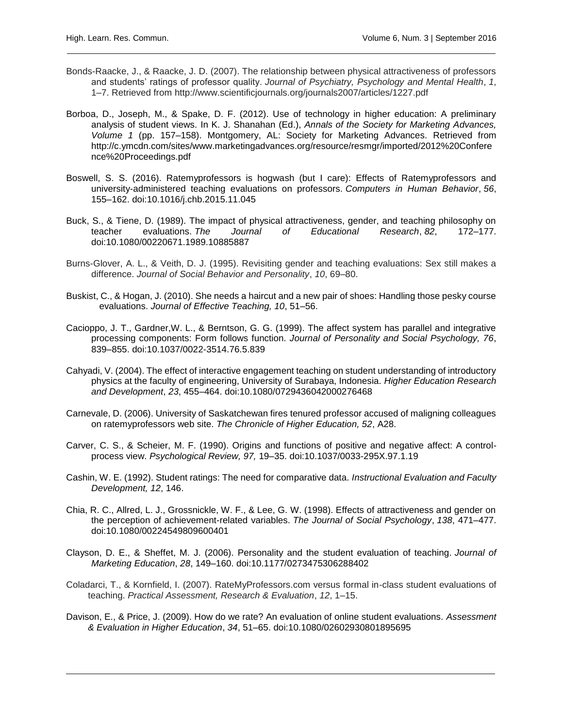Bonds-Raacke, J., & Raacke, J. D. (2007). The relationship between physical attractiveness of professors and students' ratings of professor quality. *Journal of Psychiatry, Psychology and Mental Health*, *1*, 1–7. Retrieved from http://www.scientificjournals.org/journals2007/articles/1227.pdf

Borboa, D., Joseph, M., & Spake, D. F. (2012). Use of technology in higher education: A preliminary analysis of student views. In K. J. Shanahan (Ed.), *Annals of the Society for Marketing Advances, Volume 1* (pp. 157–158). Montgomery, AL: Society for Marketing Advances. Retrieved from http://c.ymcdn.com/sites/www.marketingadvances.org/resource/resmgr/imported/2012%20Conference%20Proceedings.pdf

Boswell, S. S. (2016). Ratemyprofessors is hogwash (but I care): Effects of Ratemyprofessors and university-administered teaching evaluations on professors. *Computers in Human Behavior*, *56*, 155–162. doi:10.1016/j.chb.2015.11.045

Buck, S., & Tiene, D. (1989). The impact of physical attractiveness, gender, and teaching philosophy on teacher evaluations. *The Journal of Educational Research*, *82*, 172–177. doi:10.1080/00220671.1989.10885887

Burns-Glover, A. L., & Veith, D. J. (1995). Revisiting gender and teaching evaluations: Sex still makes a difference. *Journal of Social Behavior and Personality*, *10*, 69–80.

Buskist, C., & Hogan, J. (2010). She needs a haircut and a new pair of shoes: Handling those pesky course evaluations. *Journal of Effective Teaching, 10*, 51–56.

Cacioppo, J. T., Gardner,W. L., & Berntson, G. G. (1999). The affect system has parallel and integrative processing components: Form follows function. *Journal of Personality and Social Psychology, 76*, 839–855. doi:10.1037/0022-3514.76.5.839

Cahyadi, V. (2004). The effect of interactive engagement teaching on student understanding of introductory physics at the faculty of engineering, University of Surabaya, Indonesia. *Higher Education Research and Development*, *23*, 455–464. doi:10.1080/0729436042000276468

Carnevale, D. (2006). University of Saskatchewan fires tenured professor accused of maligning colleagues on ratemyprofessors web site. *The Chronicle of Higher Education, 52*, A28.

Carver, C. S., & Scheier, M. F. (1990). Origins and functions of positive and negative affect: A control-process view. *Psychological Review, 97,* 19–35. doi:10.1037/0033-295X.97.1.19

Cashin, W. E. (1992). Student ratings: The need for comparative data. *Instructional Evaluation and Faculty Development, 12*, 146.

Chia, R. C., Allred, L. J., Grossnickle, W. F., & Lee, G. W. (1998). Effects of attractiveness and gender on the perception of achievement-related variables. *The Journal of Social Psychology*, *138*, 471–477. doi:10.1080/00224549809600401

Clayson, D. E., & Sheffet, M. J. (2006). Personality and the student evaluation of teaching. *Journal of Marketing Education*, *28*, 149–160. doi:10.1177/0273475306288402

Coladarci, T., & Kornfield, I. (2007). RateMyProfessors.com versus formal in-class student evaluations of teaching. *Practical Assessment, Research & Evaluation*, *12*, 1–15.

Davison, E., & Price, J. (2009). How do we rate? An evaluation of online student evaluations. *Assessment & Evaluation in Higher Education*, *34*, 51–65. doi:10.1080/02602930801895695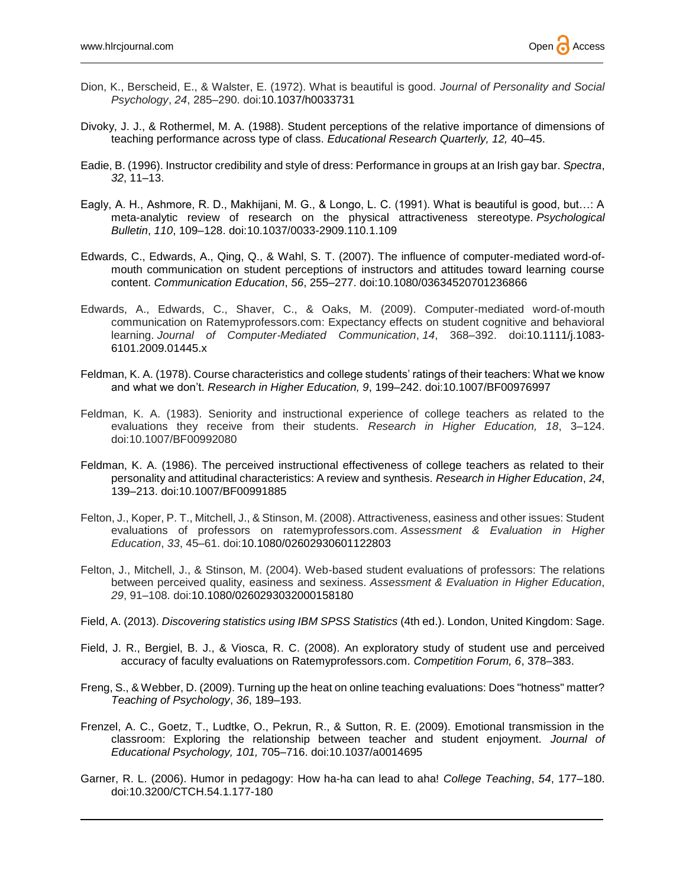Dion, K., Berscheid, E., & Walster, E. (1972). What is beautiful is good. *Journal of Personality and Social Psychology*, *24*, 285–290. doi:10.1037/h0033731

Divoky, J. J., & Rothermel, M. A. (1988). Student perceptions of the relative importance of dimensions of teaching performance across type of class. *Educational Research Quarterly, 12,* 40–45.

Eadie, B. (1996). Instructor credibility and style of dress: Performance in groups at an Irish gay bar. *Spectra*, *32*, 11–13.

Eagly, A. H., Ashmore, R. D., Makhijani, M. G., & Longo, L. C. (1991). What is beautiful is good, but…: A meta-analytic review of research on the physical attractiveness stereotype. *Psychological Bulletin*, *110*, 109–128. doi:10.1037/0033-2909.110.1.109

Edwards, C., Edwards, A., Qing, Q., & Wahl, S. T. (2007). The influence of computer-mediated word-of-mouth communication on student perceptions of instructors and attitudes toward learning course content. *Communication Education*, *56*, 255–277. doi:10.1080/03634520701236866

Edwards, A., Edwards, C., Shaver, C., & Oaks, M. (2009). Computer-mediated word-of-mouth communication on Ratemyprofessors.com: Expectancy effects on student cognitive and behavioral learning. *Journal of Computer-Mediated Communication*, *14*, 368–392. doi:10.1111/j.1083-6101.2009.01445.x

Feldman, K. A. (1978). Course characteristics and college students' ratings of their teachers: What we know and what we don't. *Research in Higher Education, 9*, 199–242. doi:10.1007/BF00976997

Feldman, K. A. (1983). Seniority and instructional experience of college teachers as related to the evaluations they receive from their students. *Research in Higher Education, 18*, 3–124. doi:10.1007/BF00992080

Feldman, K. A. (1986). The perceived instructional effectiveness of college teachers as related to their personality and attitudinal characteristics: A review and synthesis. *Research in Higher Education*, *24*, 139–213. doi:10.1007/BF00991885

Felton, J., Koper, P. T., Mitchell, J., & Stinson, M. (2008). Attractiveness, easiness and other issues: Student evaluations of professors on ratemyprofessors.com. *Assessment & Evaluation in Higher Education*, *33*, 45–61. doi:10.1080/02602930601122803

Felton, J., Mitchell, J., & Stinson, M. (2004). Web-based student evaluations of professors: The relations between perceived quality, easiness and sexiness. *Assessment & Evaluation in Higher Education*, *29*, 91–108. doi:10.1080/0260293032000158180

Field, A. (2013). *Discovering statistics using IBM SPSS Statistics* (4th ed.). London, United Kingdom: Sage.

Field, J. R., Bergiel, B. J., & Viosca, R. C. (2008). An exploratory study of student use and perceived accuracy of faculty evaluations on Ratemyprofessors.com. *Competition Forum, 6*, 378–383.

Freng, S., & Webber, D. (2009). Turning up the heat on online teaching evaluations: Does "hotness" matter? *Teaching of Psychology*, *36*, 189–193.

Frenzel, A. C., Goetz, T., Ludtke, O., Pekrun, R., & Sutton, R. E. (2009). Emotional transmission in the classroom: Exploring the relationship between teacher and student enjoyment. *Journal of Educational Psychology, 101,* 705–716. doi:10.1037/a0014695

Garner, R. L. (2006). Humor in pedagogy: How ha-ha can lead to aha! *College Teaching*, *54*, 177–180. doi:10.3200/CTCH.54.1.177-180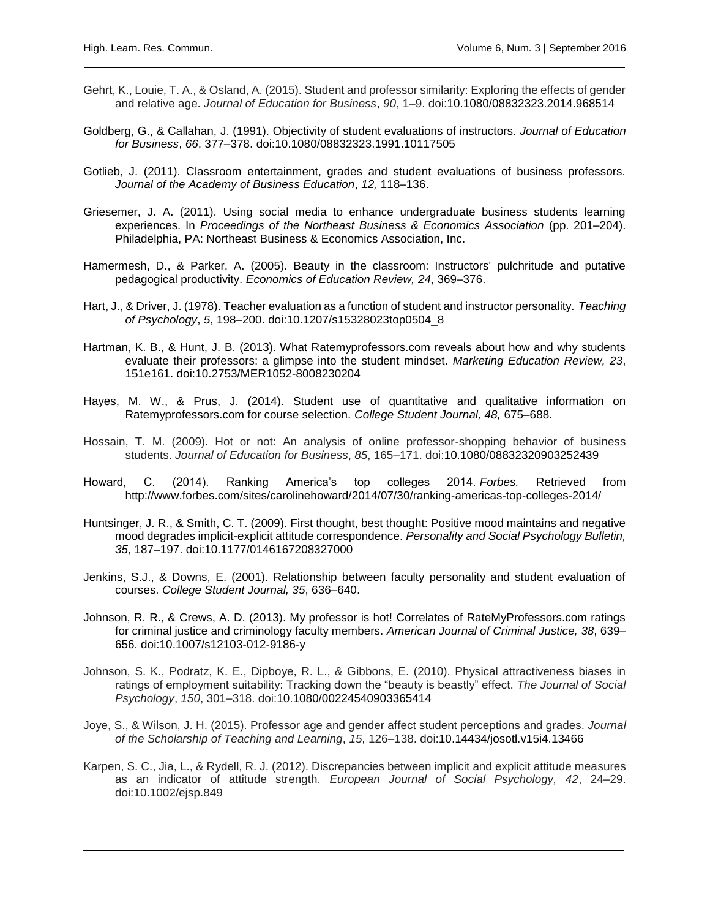Gehrt, K., Louie, T. A., & Osland, A. (2015). Student and professor similarity: Exploring the effects of gender and relative age. *Journal of Education for Business*, *90*, 1–9. doi:10.1080/08832323.2014.968514

Goldberg, G., & Callahan, J. (1991). Objectivity of student evaluations of instructors. *Journal of Education for Business*, *66*, 377–378. doi:10.1080/08832323.1991.10117505

Gotlieb, J. (2011). Classroom entertainment, grades and student evaluations of business professors. *Journal of the Academy of Business Education*, *12,* 118–136.

Griesemer, J. A. (2011). Using social media to enhance undergraduate business students learning experiences. In *Proceedings of the Northeast Business & Economics Association* (pp. 201–204). Philadelphia, PA: Northeast Business & Economics Association, Inc.

Hamermesh, D., & Parker, A. (2005). Beauty in the classroom: Instructors' pulchritude and putative pedagogical productivity. *Economics of Education Review, 24*, 369–376.

Hart, J., & Driver, J. (1978). Teacher evaluation as a function of student and instructor personality. *Teaching of Psychology*, *5*, 198–200. doi:10.1207/s15328023top0504_8

Hartman, K. B., & Hunt, J. B. (2013). What Ratemyprofessors.com reveals about how and why students evaluate their professors: a glimpse into the student mindset. *Marketing Education Review, 23*, 151e161. doi:10.2753/MER1052-8008230204

Hayes, M. W., & Prus, J. (2014). Student use of quantitative and qualitative information on Ratemyprofessors.com for course selection. *College Student Journal, 48,* 675–688.

Hossain, T. M. (2009). Hot or not: An analysis of online professor-shopping behavior of business students. *Journal of Education for Business*, *85*, 165–171. doi:10.1080/08832320903252439

Howard, C. (2014). Ranking America's top colleges 2014. *Forbes.* Retrieved from http://www.forbes.com/sites/carolinehoward/2014/07/30/ranking-americas-top-colleges-2014/

Huntsinger, J. R., & Smith, C. T. (2009). First thought, best thought: Positive mood maintains and negative mood degrades implicit-explicit attitude correspondence. *Personality and Social Psychology Bulletin, 35*, 187–197. doi:10.1177/0146167208327000

Jenkins, S.J., & Downs, E. (2001). Relationship between faculty personality and student evaluation of courses. *College Student Journal, 35*, 636–640.

Johnson, R. R., & Crews, A. D. (2013). My professor is hot! Correlates of RateMyProfessors.com ratings for criminal justice and criminology faculty members. *American Journal of Criminal Justice, 38*, 639–656. doi:10.1007/s12103-012-9186-y

Johnson, S. K., Podratz, K. E., Dipboye, R. L., & Gibbons, E. (2010). Physical attractiveness biases in ratings of employment suitability: Tracking down the "beauty is beastly" effect. *The Journal of Social Psychology*, *150*, 301–318. doi:10.1080/00224540903365414

Joye, S., & Wilson, J. H. (2015). Professor age and gender affect student perceptions and grades. *Journal of the Scholarship of Teaching and Learning*, *15*, 126–138. doi:10.14434/josotl.v15i4.13466

Karpen, S. C., Jia, L., & Rydell, R. J. (2012). Discrepancies between implicit and explicit attitude measures as an indicator of attitude strength. *European Journal of Social Psychology, 42*, 24–29. doi:10.1002/ejsp.849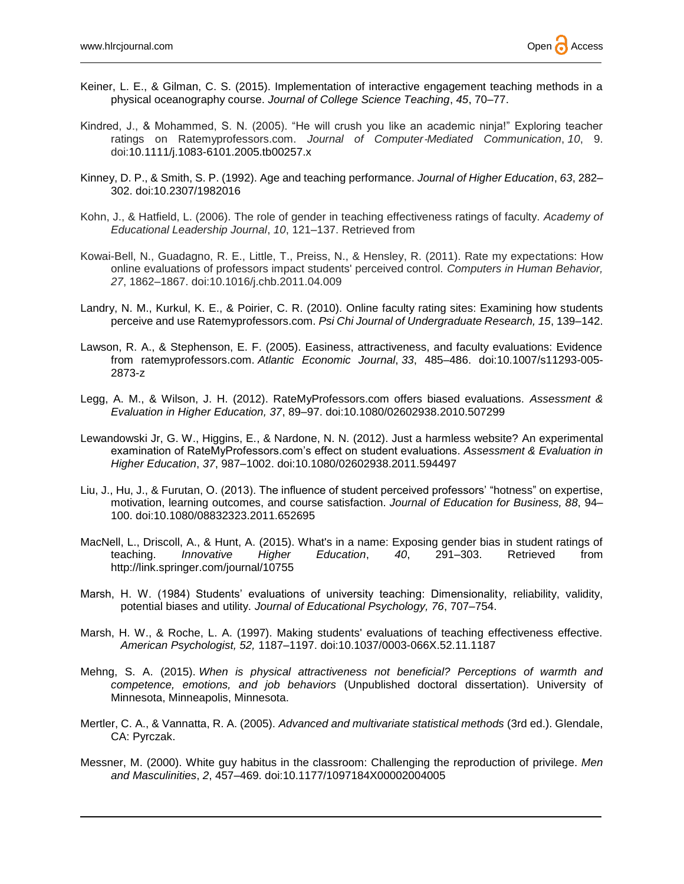Keiner, L. E., & Gilman, C. S. (2015). Implementation of interactive engagement teaching methods in a physical oceanography course. *Journal of College Science Teaching*, *45*, 70–77.

Kindred, J., & Mohammed, S. N. (2005). “He will crush you like an academic ninja!” Exploring teacher ratings on Ratemyprofessors.com. *Journal of Computer-Mediated Communication*, *10*, 9. doi:10.1111/j.1083-6101.2005.tb00257.x

Kinney, D. P., & Smith, S. P. (1992). Age and teaching performance. *Journal of Higher Education*, *63*, 282–302. doi:10.2307/1982016

Kohn, J., & Hatfield, L. (2006). The role of gender in teaching effectiveness ratings of faculty. *Academy of Educational Leadership Journal*, *10*, 121–137. Retrieved from

Kowai-Bell, N., Guadagno, R. E., Little, T., Preiss, N., & Hensley, R. (2011). Rate my expectations: How online evaluations of professors impact students' perceived control. *Computers in Human Behavior, 27*, 1862–1867. doi:10.1016/j.chb.2011.04.009

Landry, N. M., Kurkul, K. E., & Poirier, C. R. (2010). Online faculty rating sites: Examining how students perceive and use Ratemyprofessors.com. *Psi Chi Journal of Undergraduate Research, 15*, 139–142.

Lawson, R. A., & Stephenson, E. F. (2005). Easiness, attractiveness, and faculty evaluations: Evidence from ratemyprofessors.com. *Atlantic Economic Journal*, *33*, 485–486. doi:10.1007/s11293-005-2873-z

Legg, A. M., & Wilson, J. H. (2012). RateMyProfessors.com offers biased evaluations. *Assessment & Evaluation in Higher Education, 37*, 89–97. doi:10.1080/02602938.2010.507299

Lewandowski Jr, G. W., Higgins, E., & Nardone, N. N. (2012). Just a harmless website? An experimental examination of RateMyProfessors.com’s effect on student evaluations. *Assessment & Evaluation in Higher Education*, *37*, 987–1002. doi:10.1080/02602938.2011.594497

Liu, J., Hu, J., & Furutan, O. (2013). The influence of student perceived professors’ “hotness” on expertise, motivation, learning outcomes, and course satisfaction. *Journal of Education for Business, 88*, 94–100. doi:10.1080/08832323.2011.652695

MacNell, L., Driscoll, A., & Hunt, A. (2015). What's in a name: Exposing gender bias in student ratings of teaching. *Innovative Higher Education*, *40*, 291–303. Retrieved from http://link.springer.com/journal/10755

Marsh, H. W. (1984) Students’ evaluations of university teaching: Dimensionality, reliability, validity, potential biases and utility. *Journal of Educational Psychology, 76*, 707–754.

Marsh, H. W., & Roche, L. A. (1997). Making students' evaluations of teaching effectiveness effective. *American Psychologist, 52,* 1187–1197. doi:10.1037/0003-066X.52.11.1187

Mehng, S. A. (2015). *When is physical attractiveness not beneficial? Perceptions of warmth and competence, emotions, and job behaviors* (Unpublished doctoral dissertation). University of Minnesota, Minneapolis, Minnesota.

Mertler, C. A., & Vannatta, R. A. (2005). *Advanced and multivariate statistical methods* (3rd ed.). Glendale, CA: Pyrczak.

Messner, M. (2000). White guy habitus in the classroom: Challenging the reproduction of privilege. *Men and Masculinities*, *2*, 457–469. doi:10.1177/1097184X00002004005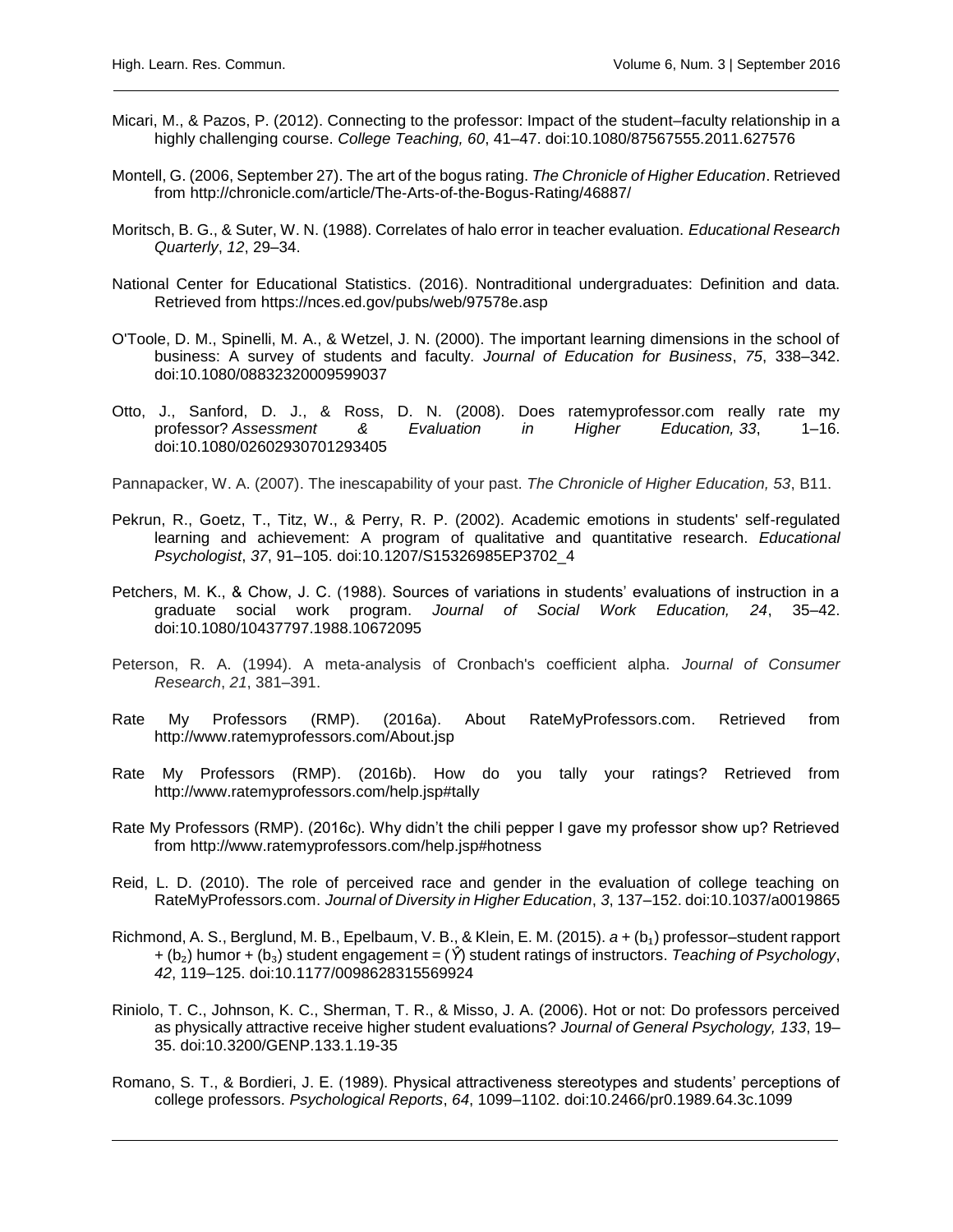Micari, M., & Pazos, P. (2012). Connecting to the professor: Impact of the student–faculty relationship in a highly challenging course. *College Teaching, 60*, 41–47. doi:10.1080/87567555.2011.627576

Montell, G. (2006, September 27). The art of the bogus rating. *The Chronicle of Higher Education*. Retrieved from http://chronicle.com/article/The-Arts-of-the-Bogus-Rating/46887/

Moritsch, B. G., & Suter, W. N. (1988). Correlates of halo error in teacher evaluation. *Educational Research Quarterly*, *12*, 29–34.

National Center for Educational Statistics. (2016). Nontraditional undergraduates: Definition and data. Retrieved from https://nces.ed.gov/pubs/web/97578e.asp

O'Toole, D. M., Spinelli, M. A., & Wetzel, J. N. (2000). The important learning dimensions in the school of business: A survey of students and faculty. *Journal of Education for Business*, *75*, 338–342. doi:10.1080/08832320009599037

Otto, J., Sanford, D. J., & Ross, D. N. (2008). Does ratemyprofessor.com really rate my professor? *Assessment & Evaluation in Higher Education, 33*, 1–16. doi:10.1080/02602930701293405

Pannapacker, W. A. (2007). The inescapability of your past. *The Chronicle of Higher Education, 53*, B11.

Pekrun, R., Goetz, T., Titz, W., & Perry, R. P. (2002). Academic emotions in students' self-regulated learning and achievement: A program of qualitative and quantitative research. *Educational Psychologist*, *37*, 91–105. doi:10.1207/S15326985EP3702_4

Petchers, M. K., & Chow, J. C. (1988). Sources of variations in students' evaluations of instruction in a graduate social work program. *Journal of Social Work Education, 24*, 35–42. doi:10.1080/10437797.1988.10672095

Peterson, R. A. (1994). A meta-analysis of Cronbach's coefficient alpha. *Journal of Consumer Research*, *21*, 381–391.

Rate My Professors (RMP). (2016a). About RateMyProfessors.com. Retrieved from http://www.ratemyprofessors.com/About.jsp

Rate My Professors (RMP). (2016b). How do you tally your ratings? Retrieved from http://www.ratemyprofessors.com/help.jsp#tally

Rate My Professors (RMP). (2016c). Why didn't the chili pepper I gave my professor show up? Retrieved from http://www.ratemyprofessors.com/help.jsp#hotness

Reid, L. D. (2010). The role of perceived race and gender in the evaluation of college teaching on RateMyProfessors.com. *Journal of Diversity in Higher Education*, *3*, 137–152. doi:10.1037/a0019865

Richmond, A. S., Berglund, M. B., Epelbaum, V. B., & Klein, E. M. (2015). $a + (b_1)$ professor–student rapport $+ (b_2)$ humor $+ (b_3)$ student engagement $= (\hat{Y})$ student ratings of instructors. *Teaching of Psychology*, *42*, 119–125. doi:10.1177/0098628315569924

Riniolo, T. C., Johnson, K. C., Sherman, T. R., & Misso, J. A. (2006). Hot or not: Do professors perceived as physically attractive receive higher student evaluations? *Journal of General Psychology, 133*, 19–35. doi:10.3200/GENP.133.1.19-35

Romano, S. T., & Bordieri, J. E. (1989). Physical attractiveness stereotypes and students' perceptions of college professors. *Psychological Reports*, *64*, 1099–1102. doi:10.2466/pr0.1989.64.3c.1099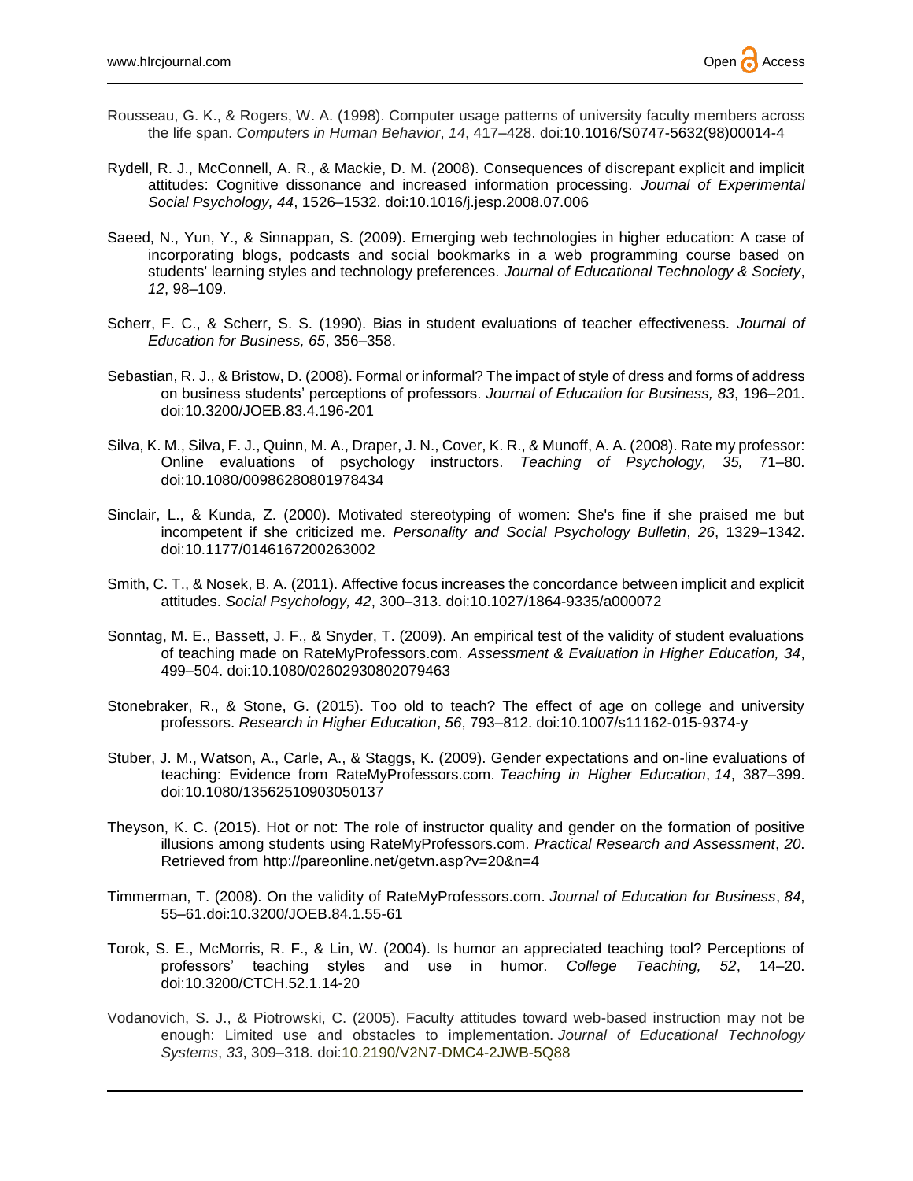Rousseau, G. K., & Rogers, W. A. (1998). Computer usage patterns of university faculty members across the life span. *Computers in Human Behavior*, *14*, 417–428. doi:10.1016/S0747-5632(98)00014-4

Rydell, R. J., McConnell, A. R., & Mackie, D. M. (2008). Consequences of discrepant explicit and implicit attitudes: Cognitive dissonance and increased information processing. *Journal of Experimental Social Psychology, 44*, 1526–1532. doi:10.1016/j.jesp.2008.07.006

Saeed, N., Yun, Y., & Sinnappan, S. (2009). Emerging web technologies in higher education: A case of incorporating blogs, podcasts and social bookmarks in a web programming course based on students' learning styles and technology preferences. *Journal of Educational Technology & Society*, *12*, 98–109.

Scherr, F. C., & Scherr, S. S. (1990). Bias in student evaluations of teacher effectiveness. *Journal of Education for Business, 65*, 356–358.

Sebastian, R. J., & Bristow, D. (2008). Formal or informal? The impact of style of dress and forms of address on business students' perceptions of professors. *Journal of Education for Business, 83*, 196–201. doi:10.3200/JOEB.83.4.196-201

Silva, K. M., Silva, F. J., Quinn, M. A., Draper, J. N., Cover, K. R., & Munoff, A. A. (2008). Rate my professor: Online evaluations of psychology instructors. *Teaching of Psychology, 35,* 71–80. doi:10.1080/00986280801978434

Sinclair, L., & Kunda, Z. (2000). Motivated stereotyping of women: She's fine if she praised me but incompetent if she criticized me. *Personality and Social Psychology Bulletin*, *26*, 1329–1342. doi:10.1177/0146167200263002

Smith, C. T., & Nosek, B. A. (2011). Affective focus increases the concordance between implicit and explicit attitudes. *Social Psychology, 42*, 300–313. doi:10.1027/1864-9335/a000072

Sonntag, M. E., Bassett, J. F., & Snyder, T. (2009). An empirical test of the validity of student evaluations of teaching made on RateMyProfessors.com. *Assessment & Evaluation in Higher Education, 34*, 499–504. doi:10.1080/02602930802079463

Stonebraker, R., & Stone, G. (2015). Too old to teach? The effect of age on college and university professors. *Research in Higher Education*, *56*, 793–812. doi:10.1007/s11162-015-9374-y

Stuber, J. M., Watson, A., Carle, A., & Staggs, K. (2009). Gender expectations and on-line evaluations of teaching: Evidence from RateMyProfessors.com. *Teaching in Higher Education*, *14*, 387–399. doi:10.1080/13562510903050137

Theyson, K. C. (2015). Hot or not: The role of instructor quality and gender on the formation of positive illusions among students using RateMyProfessors.com. *Practical Research and Assessment*, *20*. Retrieved from http://pareonline.net/getvn.asp?v=20&n=4

Timmerman, T. (2008). On the validity of RateMyProfessors.com. *Journal of Education for Business*, *84*, 55–61.doi:10.3200/JOEB.84.1.55-61

Torok, S. E., McMorris, R. F., & Lin, W. (2004). Is humor an appreciated teaching tool? Perceptions of professors' teaching styles and use in humor. *College Teaching, 52*, 14–20. doi:10.3200/CTCH.52.1.14-20

Vodanovich, S. J., & Piotrowski, C. (2005). Faculty attitudes toward web-based instruction may not be enough: Limited use and obstacles to implementation. *Journal of Educational Technology Systems*, *33*, 309–318. doi:10.2190/V2N7-DMC4-2JWB-5Q88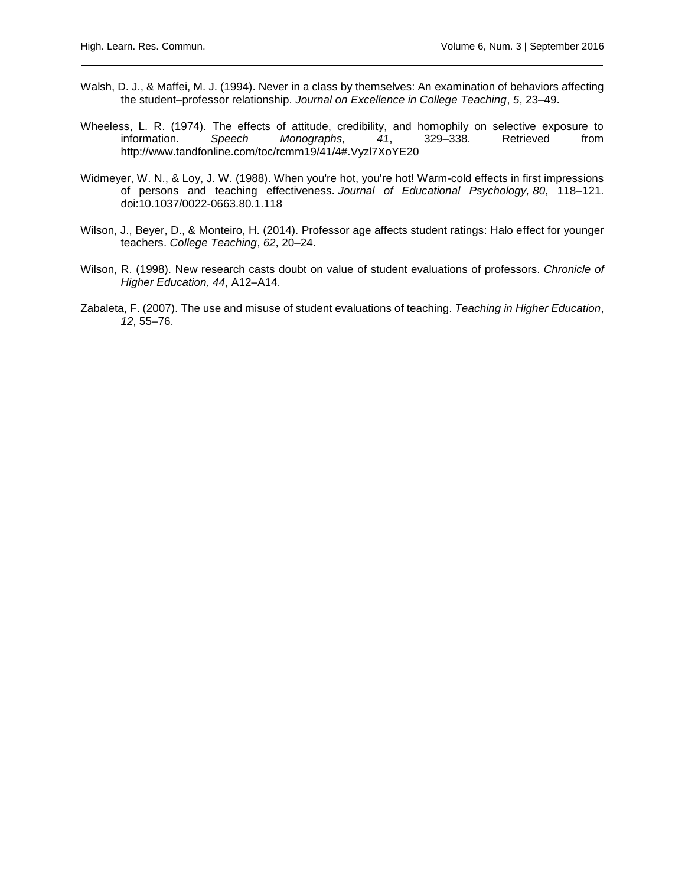Walsh, D. J., & Maffei, M. J. (1994). Never in a class by themselves: An examination of behaviors affecting the student–professor relationship. *Journal on Excellence in College Teaching*, *5*, 23–49.

Wheeless, L. R. (1974). The effects of attitude, credibility, and homophily on selective exposure to information. *Speech Monographs, 41*, 329–338. Retrieved from http://www.tandfonline.com/toc/rcmm19/41/4#.Vyzl7XoYE20

Widmeyer, W. N., & Loy, J. W. (1988). When you're hot, you're hot! Warm-cold effects in first impressions of persons and teaching effectiveness. *Journal of Educational Psychology, 80*, 118–121. doi:10.1037/0022-0663.80.1.118

Wilson, J., Beyer, D., & Monteiro, H. (2014). Professor age affects student ratings: Halo effect for younger teachers. *College Teaching*, *62*, 20–24.

Wilson, R. (1998). New research casts doubt on value of student evaluations of professors. *Chronicle of Higher Education, 44*, A12–A14.

Zabaleta, F. (2007). The use and misuse of student evaluations of teaching. *Teaching in Higher Education*, *12*, 55–76.